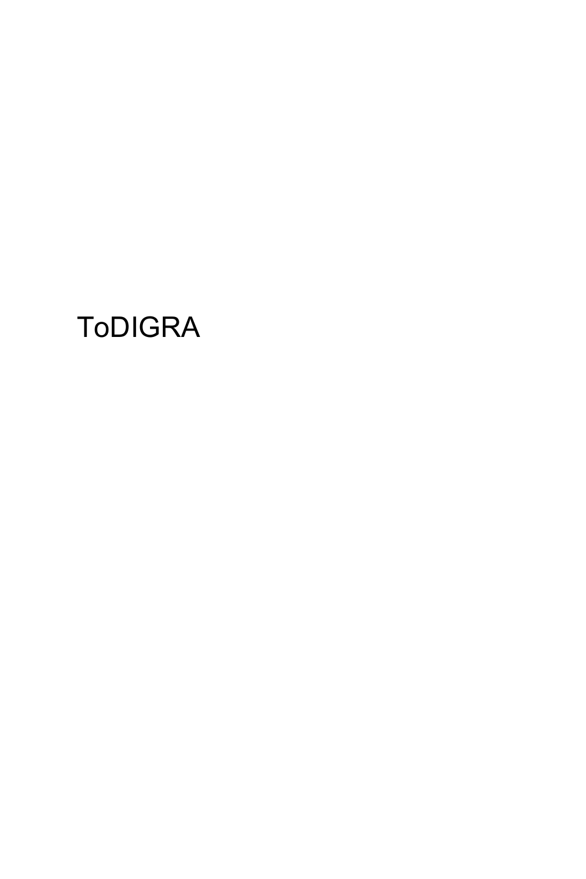ToDIGRA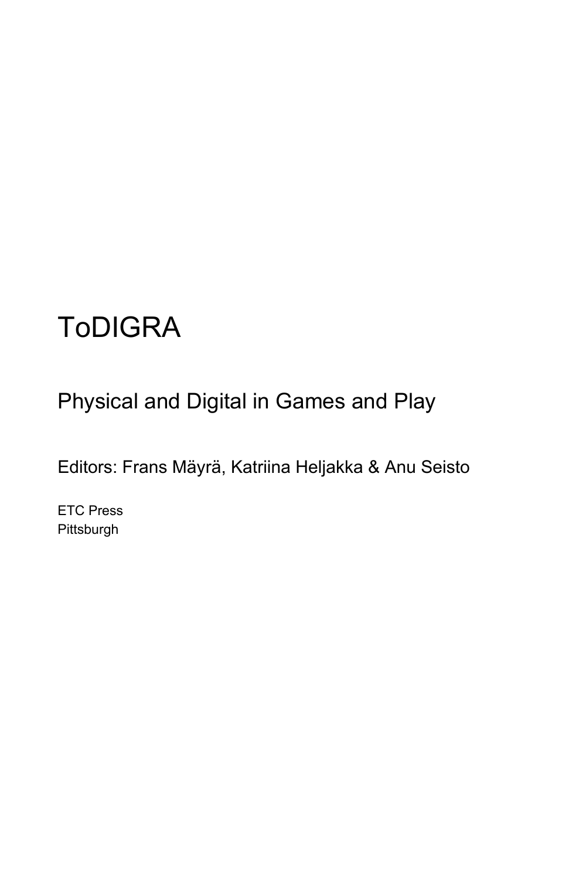# ToDIGRA

## Physical and Digital in Games and Play

Editors: Frans Mäyrä, Katriina Heljakka & Anu Seisto

ETC Press
Pittsburgh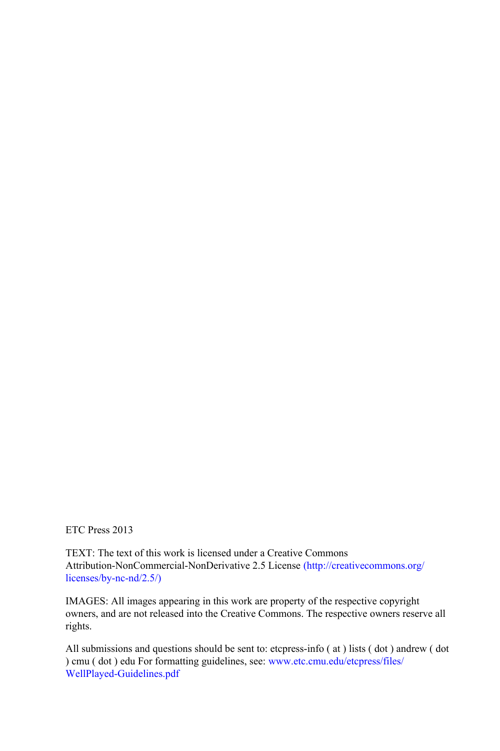ETC Press 2013

TEXT: The text of this work is licensed under a Creative Commons Attribution-NonCommercial-NonDerivative 2.5 License (http://creativecommons.org/licenses/by-nc-nd/2.5/)

IMAGES: All images appearing in this work are property of the respective copyright owners, and are not released into the Creative Commons. The respective owners reserve all rights.

All submissions and questions should be sent to: etcpress-info ( at ) lists ( dot ) andrew ( dot ) cmu ( dot ) edu For formatting guidelines, see: www.etc.cmu.edu/etcpress/files/WellPlayed-Guidelines.pdf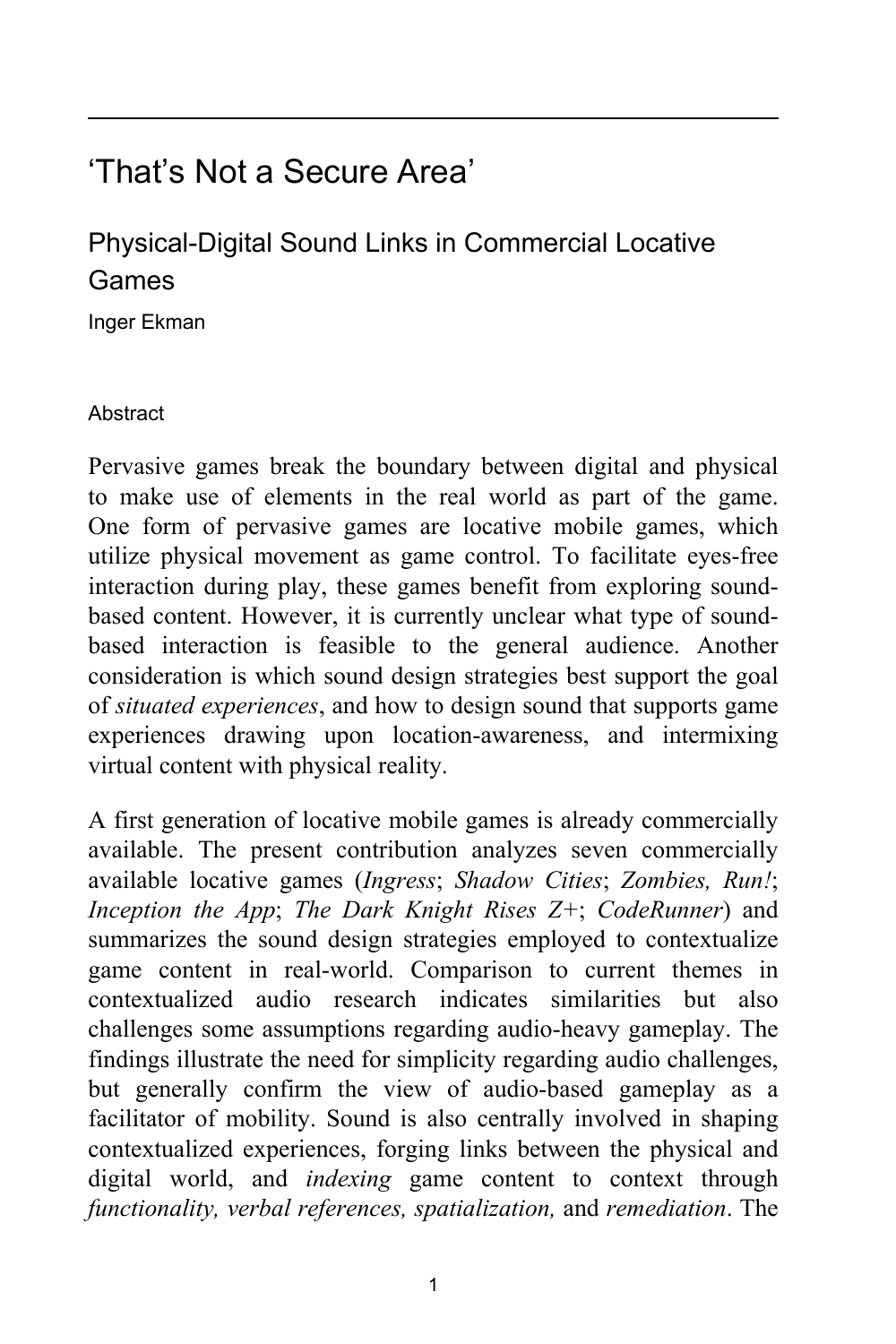# 'That's Not a Secure Area'

## Physical-Digital Sound Links in Commercial Locative Games

Inger Ekman

### Abstract

Pervasive games break the boundary between digital and physical to make use of elements in the real world as part of the game. One form of pervasive games are locative mobile games, which utilize physical movement as game control. To facilitate eyes-free interaction during play, these games benefit from exploring sound-based content. However, it is currently unclear what type of sound-based interaction is feasible to the general audience. Another consideration is which sound design strategies best support the goal of *situated experiences*, and how to design sound that supports game experiences drawing upon location-awareness, and intermixing virtual content with physical reality.

A first generation of locative mobile games is already commercially available. The present contribution analyzes seven commercially available locative games (*Ingress*; *Shadow Cities*; *Zombies, Run!*; *Inception the App*; *The Dark Knight Rises Z+*; *CodeRunner*) and summarizes the sound design strategies employed to contextualize game content in real-world. Comparison to current themes in contextualized audio research indicates similarities but also challenges some assumptions regarding audio-heavy gameplay. The findings illustrate the need for simplicity regarding audio challenges, but generally confirm the view of audio-based gameplay as a facilitator of mobility. Sound is also centrally involved in shaping contextualized experiences, forging links between the physical and digital world, and *indexing* game content to context through *functionality, verbal references, spatialization,* and *remediation*. The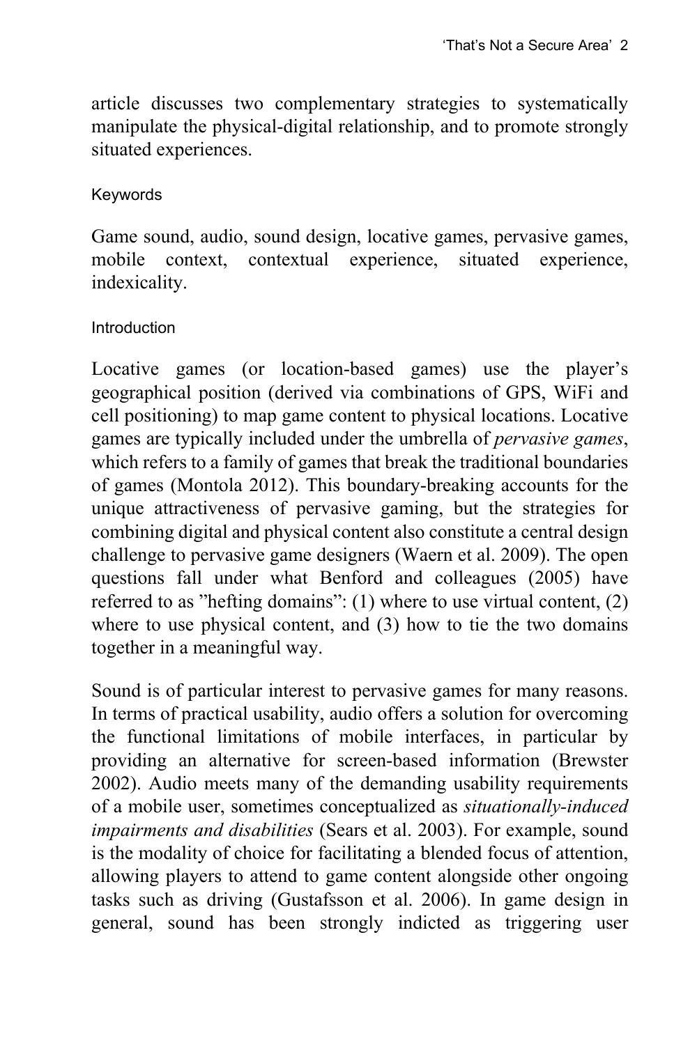article discusses two complementary strategies to systematically manipulate the physical-digital relationship, and to promote strongly situated experiences.

### Keywords

Game sound, audio, sound design, locative games, pervasive games, mobile context, contextual experience, situated experience, indexicality.

## Introduction

Locative games (or location-based games) use the player's geographical position (derived via combinations of GPS, WiFi and cell positioning) to map game content to physical locations. Locative games are typically included under the umbrella of *pervasive games*, which refers to a family of games that break the traditional boundaries of games (Montola 2012). This boundary-breaking accounts for the unique attractiveness of pervasive gaming, but the strategies for combining digital and physical content also constitute a central design challenge to pervasive game designers (Waern et al. 2009). The open questions fall under what Benford and colleagues (2005) have referred to as "hefting domains": (1) where to use virtual content, (2) where to use physical content, and (3) how to tie the two domains together in a meaningful way.

Sound is of particular interest to pervasive games for many reasons. In terms of practical usability, audio offers a solution for overcoming the functional limitations of mobile interfaces, in particular by providing an alternative for screen-based information (Brewster 2002). Audio meets many of the demanding usability requirements of a mobile user, sometimes conceptualized as *situationally-induced impairments and disabilities* (Sears et al. 2003). For example, sound is the modality of choice for facilitating a blended focus of attention, allowing players to attend to game content alongside other ongoing tasks such as driving (Gustafsson et al. 2006). In game design in general, sound has been strongly indicted as triggering user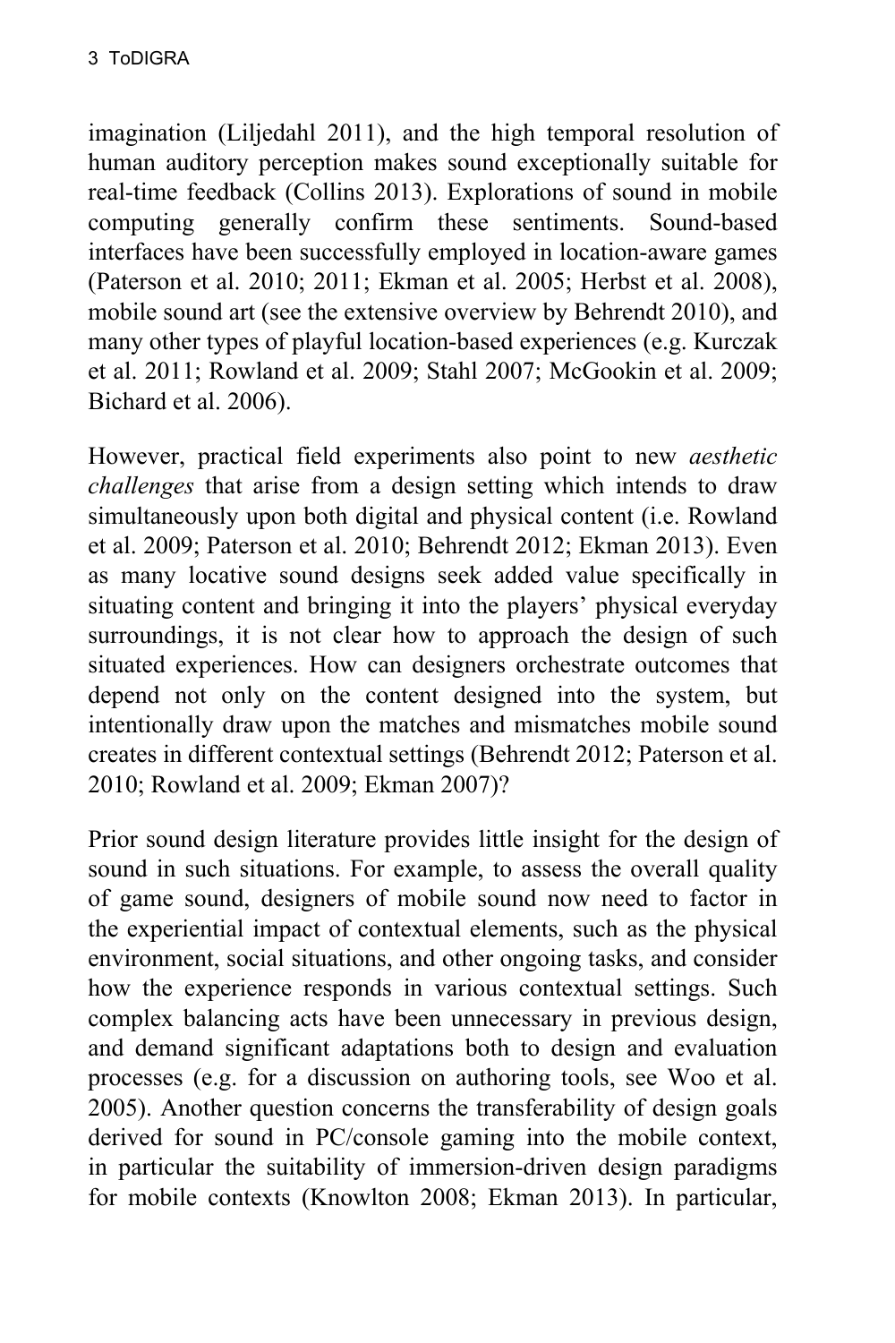imagination (Liljedahl 2011), and the high temporal resolution of human auditory perception makes sound exceptionally suitable for real-time feedback (Collins 2013). Explorations of sound in mobile computing generally confirm these sentiments. Sound-based interfaces have been successfully employed in location-aware games (Paterson et al. 2010; 2011; Ekman et al. 2005; Herbst et al. 2008), mobile sound art (see the extensive overview by Behrendt 2010), and many other types of playful location-based experiences (e.g. Kurczak et al. 2011; Rowland et al. 2009; Stahl 2007; McGookin et al. 2009; Bichard et al. 2006).

However, practical field experiments also point to new *aesthetic challenges* that arise from a design setting which intends to draw simultaneously upon both digital and physical content (i.e. Rowland et al. 2009; Paterson et al. 2010; Behrendt 2012; Ekman 2013). Even as many locative sound designs seek added value specifically in situating content and bringing it into the players' physical everyday surroundings, it is not clear how to approach the design of such situated experiences. How can designers orchestrate outcomes that depend not only on the content designed into the system, but intentionally draw upon the matches and mismatches mobile sound creates in different contextual settings (Behrendt 2012; Paterson et al. 2010; Rowland et al. 2009; Ekman 2007)?

Prior sound design literature provides little insight for the design of sound in such situations. For example, to assess the overall quality of game sound, designers of mobile sound now need to factor in the experiential impact of contextual elements, such as the physical environment, social situations, and other ongoing tasks, and consider how the experience responds in various contextual settings. Such complex balancing acts have been unnecessary in previous design, and demand significant adaptations both to design and evaluation processes (e.g. for a discussion on authoring tools, see Woo et al. 2005). Another question concerns the transferability of design goals derived for sound in PC/console gaming into the mobile context, in particular the suitability of immersion-driven design paradigms for mobile contexts (Knowlton 2008; Ekman 2013). In particular,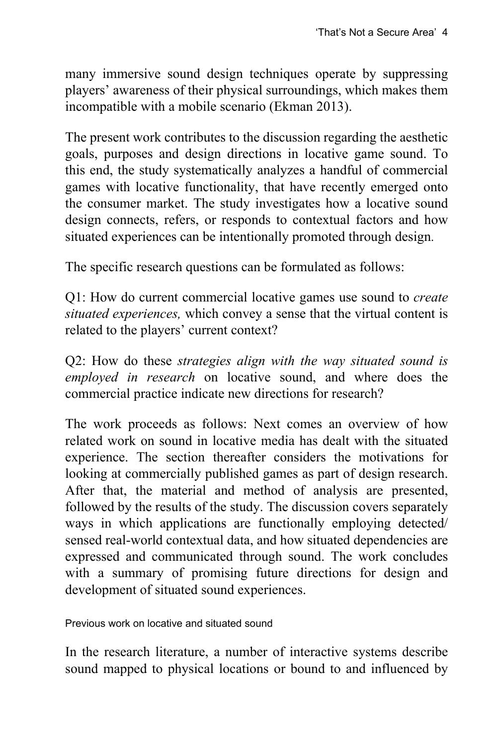many immersive sound design techniques operate by suppressing players' awareness of their physical surroundings, which makes them incompatible with a mobile scenario (Ekman 2013).

The present work contributes to the discussion regarding the aesthetic goals, purposes and design directions in locative game sound. To this end, the study systematically analyzes a handful of commercial games with locative functionality, that have recently emerged onto the consumer market. The study investigates how a locative sound design connects, refers, or responds to contextual factors and how situated experiences can be intentionally promoted through design.

The specific research questions can be formulated as follows:

Q1: How do current commercial locative games use sound to *create situated experiences,* which convey a sense that the virtual content is related to the players' current context?

Q2: How do these *strategies align with the way situated sound is employed in research* on locative sound, and where does the commercial practice indicate new directions for research?

The work proceeds as follows: Next comes an overview of how related work on sound in locative media has dealt with the situated experience. The section thereafter considers the motivations for looking at commercially published games as part of design research. After that, the material and method of analysis are presented, followed by the results of the study. The discussion covers separately ways in which applications are functionally employing detected/ sensed real-world contextual data, and how situated dependencies are expressed and communicated through sound. The work concludes with a summary of promising future directions for design and development of situated sound experiences.

## Previous work on locative and situated sound

In the research literature, a number of interactive systems describe sound mapped to physical locations or bound to and influenced by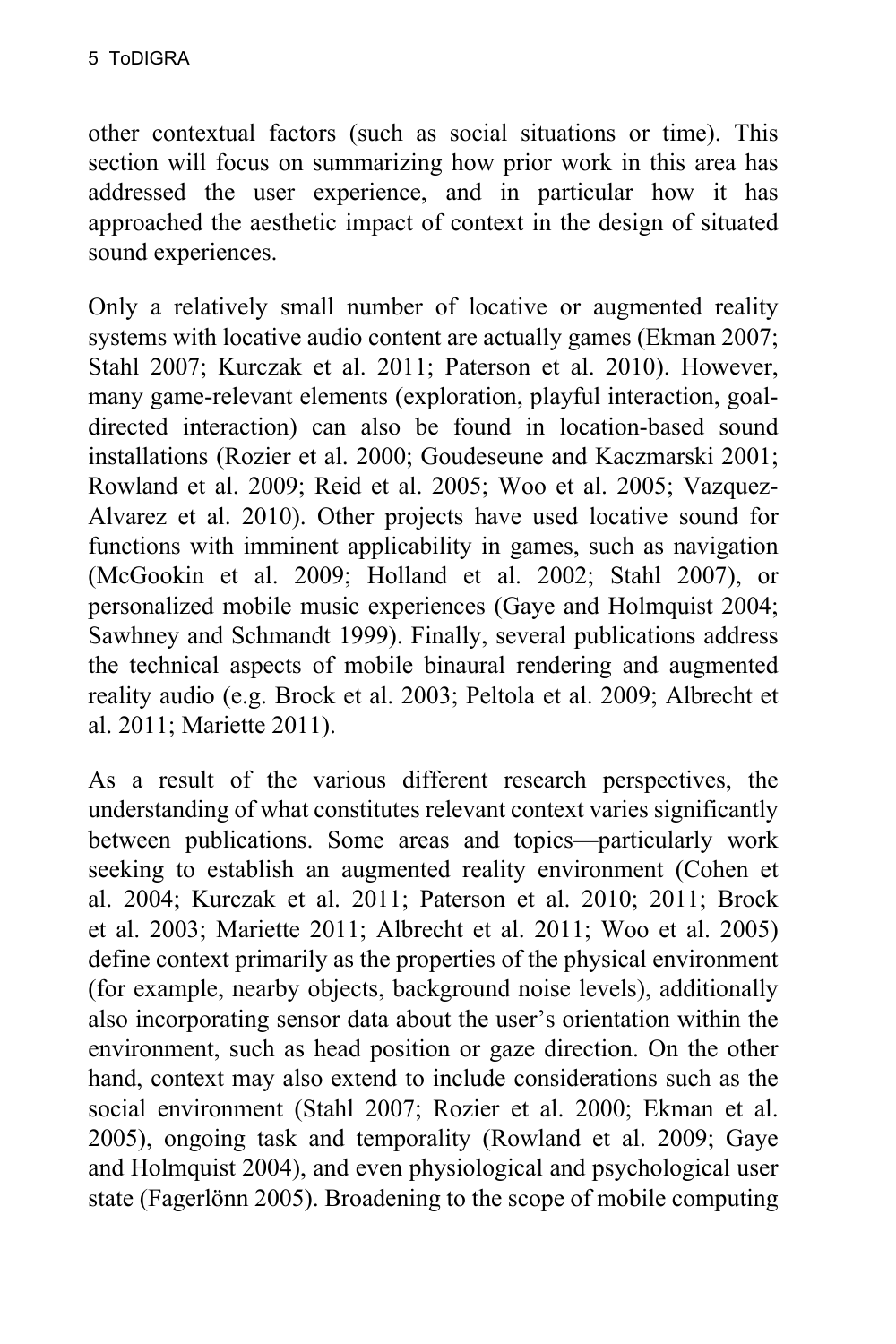other contextual factors (such as social situations or time). This section will focus on summarizing how prior work in this area has addressed the user experience, and in particular how it has approached the aesthetic impact of context in the design of situated sound experiences.

Only a relatively small number of locative or augmented reality systems with locative audio content are actually games (Ekman 2007; Stahl 2007; Kurczak et al. 2011; Paterson et al. 2010). However, many game-relevant elements (exploration, playful interaction, goal-directed interaction) can also be found in location-based sound installations (Rozier et al. 2000; Goudeseune and Kaczmarski 2001; Rowland et al. 2009; Reid et al. 2005; Woo et al. 2005; Vazquez-Alvarez et al. 2010). Other projects have used locative sound for functions with imminent applicability in games, such as navigation (McGookin et al. 2009; Holland et al. 2002; Stahl 2007), or personalized mobile music experiences (Gaye and Holmquist 2004; Sawhney and Schmandt 1999). Finally, several publications address the technical aspects of mobile binaural rendering and augmented reality audio (e.g. Brock et al. 2003; Peltola et al. 2009; Albrecht et al. 2011; Mariette 2011).

As a result of the various different research perspectives, the understanding of what constitutes relevant context varies significantly between publications. Some areas and topics—particularly work seeking to establish an augmented reality environment (Cohen et al. 2004; Kurczak et al. 2011; Paterson et al. 2010; 2011; Brock et al. 2003; Mariette 2011; Albrecht et al. 2011; Woo et al. 2005) define context primarily as the properties of the physical environment (for example, nearby objects, background noise levels), additionally also incorporating sensor data about the user's orientation within the environment, such as head position or gaze direction. On the other hand, context may also extend to include considerations such as the social environment (Stahl 2007; Rozier et al. 2000; Ekman et al. 2005), ongoing task and temporality (Rowland et al. 2009; Gaye and Holmquist 2004), and even physiological and psychological user state (Fagerlönn 2005). Broadening to the scope of mobile computing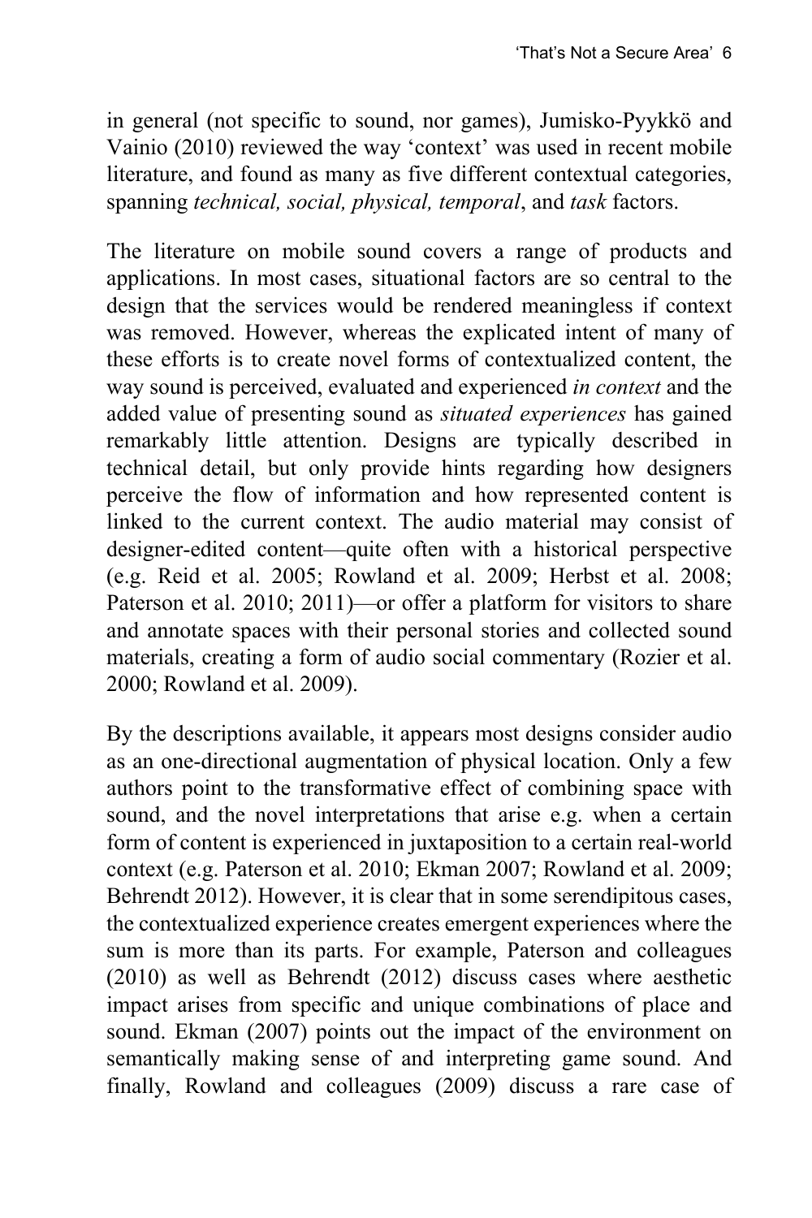in general (not specific to sound, nor games), Jumisko-Pyykkö and Vainio (2010) reviewed the way 'context' was used in recent mobile literature, and found as many as five different contextual categories, spanning *technical, social, physical, temporal*, and *task* factors.

The literature on mobile sound covers a range of products and applications. In most cases, situational factors are so central to the design that the services would be rendered meaningless if context was removed. However, whereas the explicated intent of many of these efforts is to create novel forms of contextualized content, the way sound is perceived, evaluated and experienced *in context* and the added value of presenting sound as *situated experiences* has gained remarkably little attention. Designs are typically described in technical detail, but only provide hints regarding how designers perceive the flow of information and how represented content is linked to the current context. The audio material may consist of designer-edited content—quite often with a historical perspective (e.g. Reid et al. 2005; Rowland et al. 2009; Herbst et al. 2008; Paterson et al. 2010; 2011)—or offer a platform for visitors to share and annotate spaces with their personal stories and collected sound materials, creating a form of audio social commentary (Rozier et al. 2000; Rowland et al. 2009).

By the descriptions available, it appears most designs consider audio as an one-directional augmentation of physical location. Only a few authors point to the transformative effect of combining space with sound, and the novel interpretations that arise e.g. when a certain form of content is experienced in juxtaposition to a certain real-world context (e.g. Paterson et al. 2010; Ekman 2007; Rowland et al. 2009; Behrendt 2012). However, it is clear that in some serendipitous cases, the contextualized experience creates emergent experiences where the sum is more than its parts. For example, Paterson and colleagues (2010) as well as Behrendt (2012) discuss cases where aesthetic impact arises from specific and unique combinations of place and sound. Ekman (2007) points out the impact of the environment on semantically making sense of and interpreting game sound. And finally, Rowland and colleagues (2009) discuss a rare case of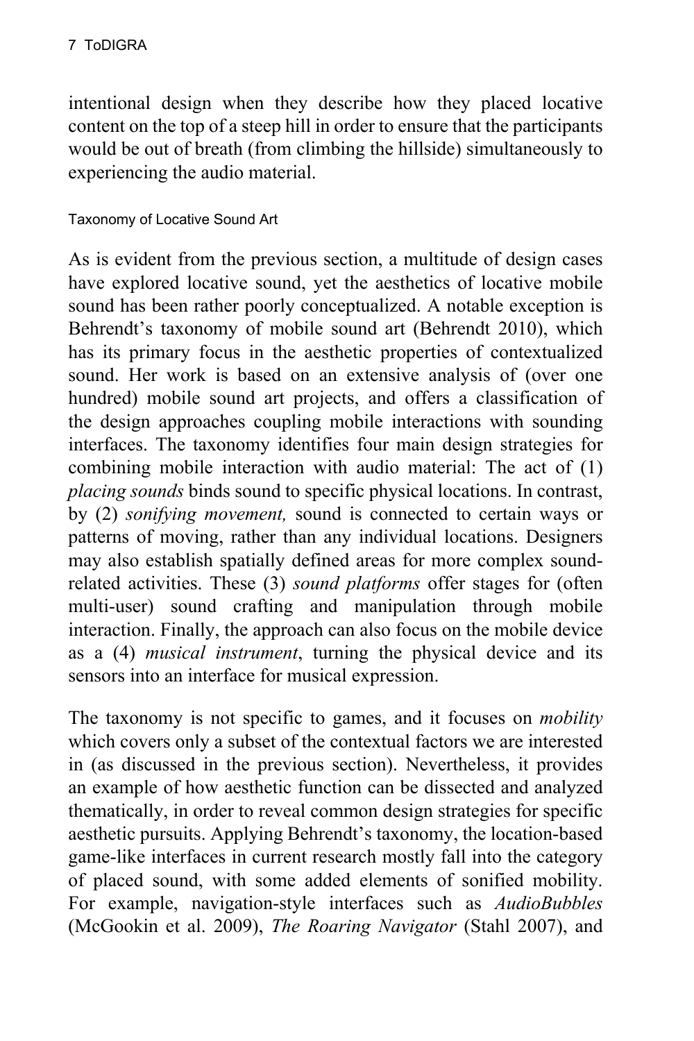intentional design when they describe how they placed locative content on the top of a steep hill in order to ensure that the participants would be out of breath (from climbing the hillside) simultaneously to experiencing the audio material.

### Taxonomy of Locative Sound Art

As is evident from the previous section, a multitude of design cases have explored locative sound, yet the aesthetics of locative mobile sound has been rather poorly conceptualized. A notable exception is Behrendt's taxonomy of mobile sound art (Behrendt 2010), which has its primary focus in the aesthetic properties of contextualized sound. Her work is based on an extensive analysis of (over one hundred) mobile sound art projects, and offers a classification of the design approaches coupling mobile interactions with sounding interfaces. The taxonomy identifies four main design strategies for combining mobile interaction with audio material: The act of (1) *placing sounds* binds sound to specific physical locations. In contrast, by (2) *sonifying movement,* sound is connected to certain ways or patterns of moving, rather than any individual locations. Designers may also establish spatially defined areas for more complex sound-related activities. These (3) *sound platforms* offer stages for (often multi-user) sound crafting and manipulation through mobile interaction. Finally, the approach can also focus on the mobile device as a (4) *musical instrument*, turning the physical device and its sensors into an interface for musical expression.

The taxonomy is not specific to games, and it focuses on *mobility* which covers only a subset of the contextual factors we are interested in (as discussed in the previous section). Nevertheless, it provides an example of how aesthetic function can be dissected and analyzed thematically, in order to reveal common design strategies for specific aesthetic pursuits. Applying Behrendt's taxonomy, the location-based game-like interfaces in current research mostly fall into the category of placed sound, with some added elements of sonified mobility. For example, navigation-style interfaces such as *AudioBubbles* (McGookin et al. 2009), *The Roaring Navigator* (Stahl 2007), and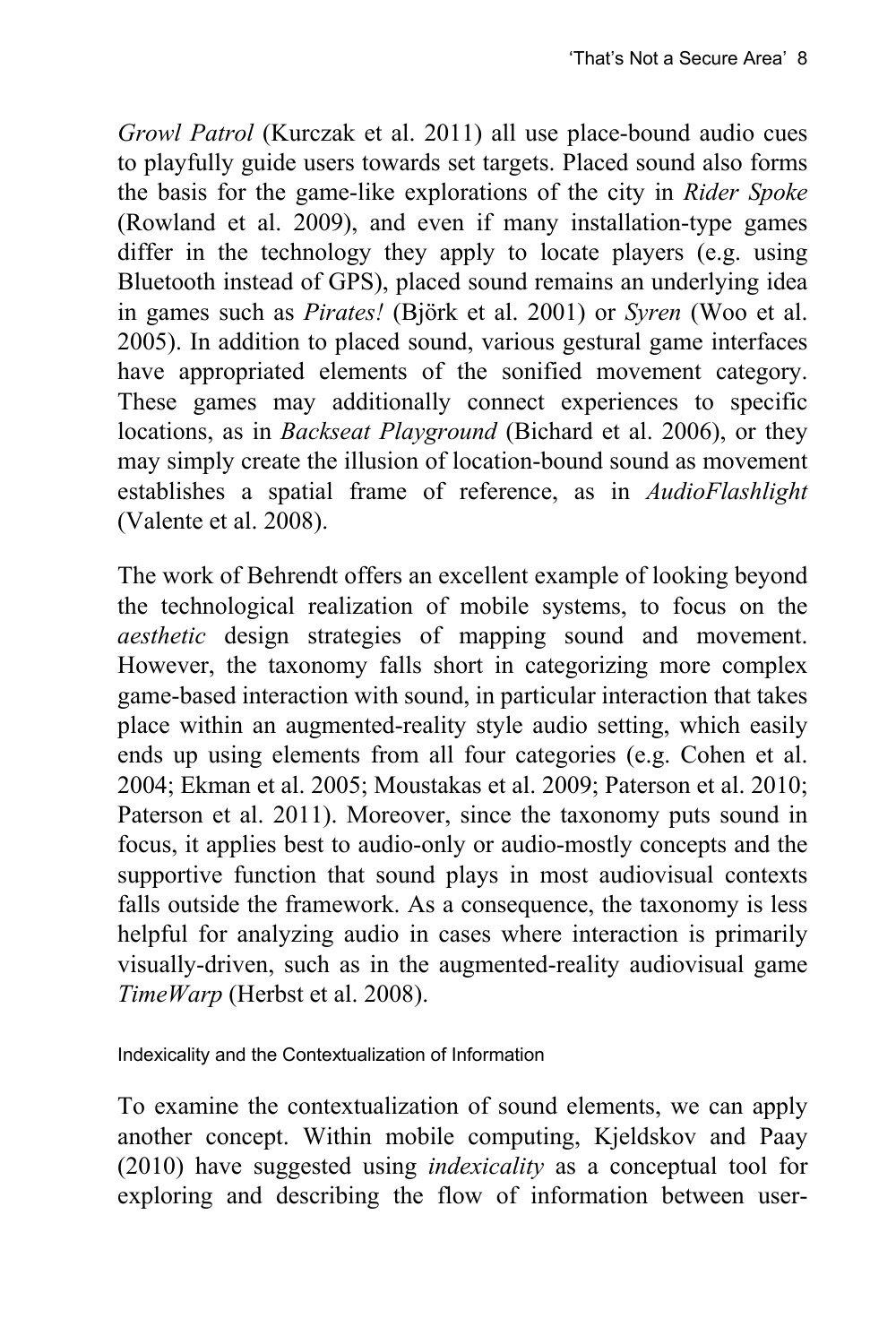*Growl Patrol* (Kurczak et al. 2011) all use place-bound audio cues to playfully guide users towards set targets. Placed sound also forms the basis for the game-like explorations of the city in *Rider Spoke* (Rowland et al. 2009), and even if many installation-type games differ in the technology they apply to locate players (e.g. using Bluetooth instead of GPS), placed sound remains an underlying idea in games such as *Pirates!* (Björk et al. 2001) or *Syren* (Woo et al. 2005). In addition to placed sound, various gestural game interfaces have appropriated elements of the sonified movement category. These games may additionally connect experiences to specific locations, as in *Backseat Playground* (Bichard et al. 2006), or they may simply create the illusion of location-bound sound as movement establishes a spatial frame of reference, as in *AudioFlashlight* (Valente et al. 2008).

The work of Behrendt offers an excellent example of looking beyond the technological realization of mobile systems, to focus on the *aesthetic* design strategies of mapping sound and movement. However, the taxonomy falls short in categorizing more complex game-based interaction with sound, in particular interaction that takes place within an augmented-reality style audio setting, which easily ends up using elements from all four categories (e.g. Cohen et al. 2004; Ekman et al. 2005; Moustakas et al. 2009; Paterson et al. 2010; Paterson et al. 2011). Moreover, since the taxonomy puts sound in focus, it applies best to audio-only or audio-mostly concepts and the supportive function that sound plays in most audiovisual contexts falls outside the framework. As a consequence, the taxonomy is less helpful for analyzing audio in cases where interaction is primarily visually-driven, such as in the augmented-reality audiovisual game *TimeWarp* (Herbst et al. 2008).

### Indexicality and the Contextualization of Information

To examine the contextualization of sound elements, we can apply another concept. Within mobile computing, Kjeldskov and Paay (2010) have suggested using *indexicality* as a conceptual tool for exploring and describing the flow of information between user-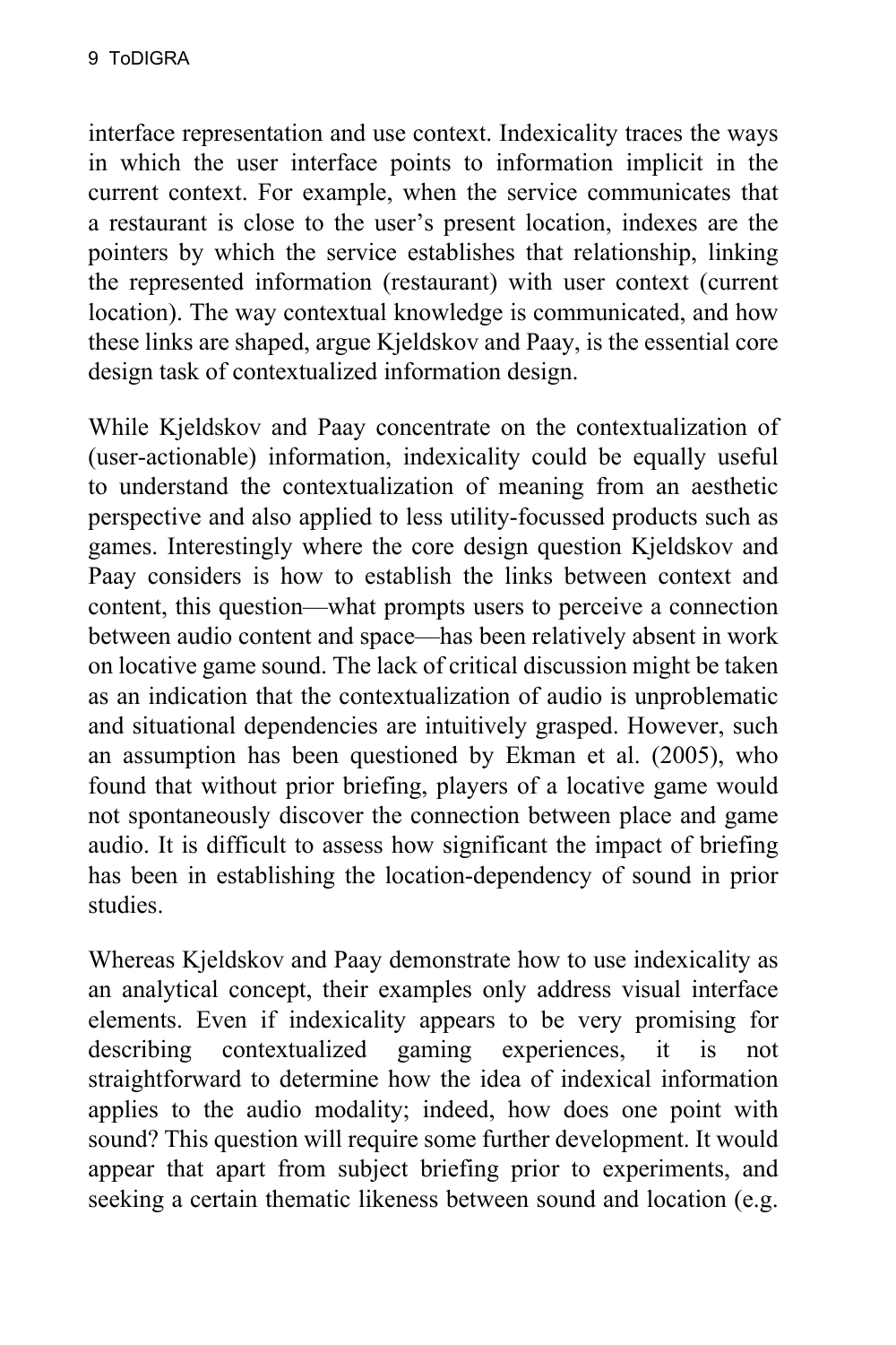interface representation and use context. Indexicality traces the ways in which the user interface points to information implicit in the current context. For example, when the service communicates that a restaurant is close to the user's present location, indexes are the pointers by which the service establishes that relationship, linking the represented information (restaurant) with user context (current location). The way contextual knowledge is communicated, and how these links are shaped, argue Kjeldskov and Paay, is the essential core design task of contextualized information design.

While Kjeldskov and Paay concentrate on the contextualization of (user-actionable) information, indexicality could be equally useful to understand the contextualization of meaning from an aesthetic perspective and also applied to less utility-focussed products such as games. Interestingly where the core design question Kjeldskov and Paay considers is how to establish the links between context and content, this question—what prompts users to perceive a connection between audio content and space—has been relatively absent in work on locative game sound. The lack of critical discussion might be taken as an indication that the contextualization of audio is unproblematic and situational dependencies are intuitively grasped. However, such an assumption has been questioned by Ekman et al. (2005), who found that without prior briefing, players of a locative game would not spontaneously discover the connection between place and game audio. It is difficult to assess how significant the impact of briefing has been in establishing the location-dependency of sound in prior studies.

Whereas Kjeldskov and Paay demonstrate how to use indexicality as an analytical concept, their examples only address visual interface elements. Even if indexicality appears to be very promising for describing contextualized gaming experiences, it is not straightforward to determine how the idea of indexical information applies to the audio modality; indeed, how does one point with sound? This question will require some further development. It would appear that apart from subject briefing prior to experiments, and seeking a certain thematic likeness between sound and location (e.g.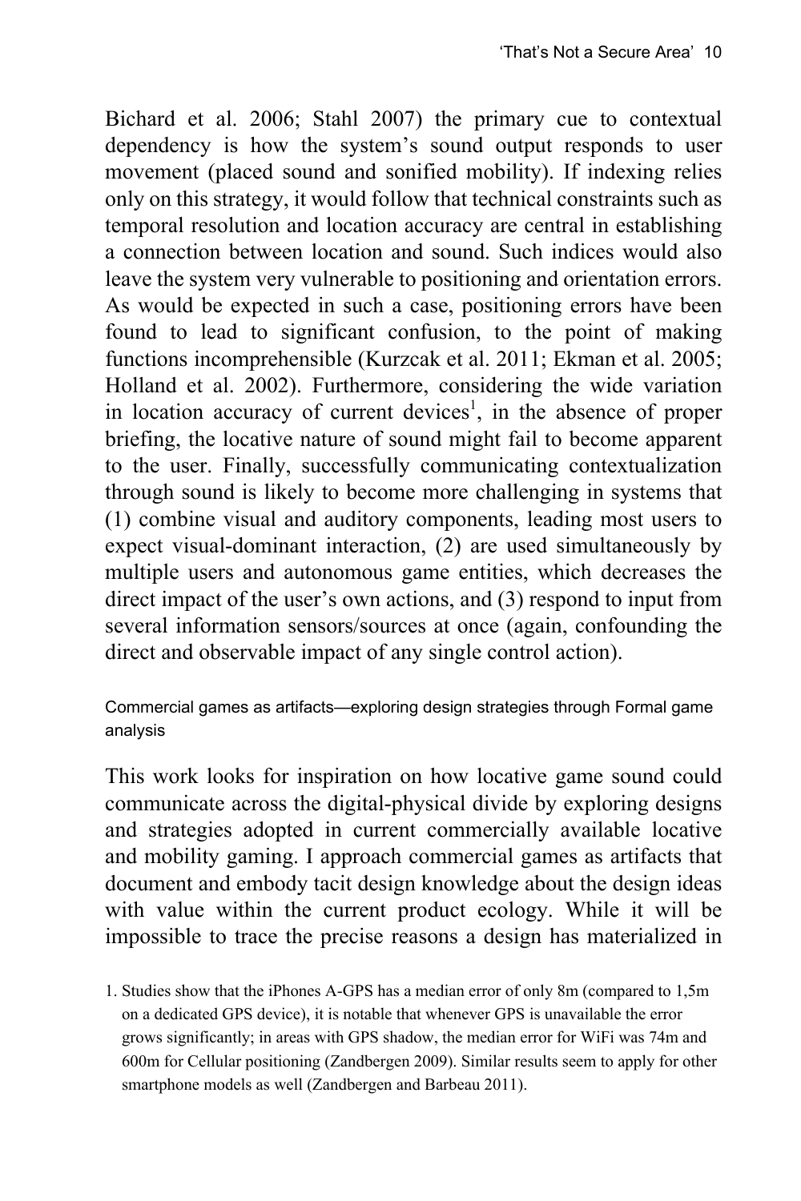Bichard et al. 2006; Stahl 2007) the primary cue to contextual dependency is how the system's sound output responds to user movement (placed sound and sonified mobility). If indexing relies only on this strategy, it would follow that technical constraints such as temporal resolution and location accuracy are central in establishing a connection between location and sound. Such indices would also leave the system very vulnerable to positioning and orientation errors. As would be expected in such a case, positioning errors have been found to lead to significant confusion, to the point of making functions incomprehensible (Kurzcak et al. 2011; Ekman et al. 2005; Holland et al. 2002). Furthermore, considering the wide variation in location accuracy of current devices[1], in the absence of proper briefing, the locative nature of sound might fail to become apparent to the user. Finally, successfully communicating contextualization through sound is likely to become more challenging in systems that (1) combine visual and auditory components, leading most users to expect visual-dominant interaction, (2) are used simultaneously by multiple users and autonomous game entities, which decreases the direct impact of the user's own actions, and (3) respond to input from several information sensors/sources at once (again, confounding the direct and observable impact of any single control action).

### Commercial games as artifacts—exploring design strategies through Formal game analysis

This work looks for inspiration on how locative game sound could communicate across the digital-physical divide by exploring designs and strategies adopted in current commercially available locative and mobility gaming. I approach commercial games as artifacts that document and embody tacit design knowledge about the design ideas with value within the current product ecology. While it will be impossible to trace the precise reasons a design has materialized in

1. Studies show that the iPhones A-GPS has a median error of only 8m (compared to 1,5m on a dedicated GPS device), it is notable that whenever GPS is unavailable the error grows significantly; in areas with GPS shadow, the median error for WiFi was 74m and 600m for Cellular positioning (Zandbergen 2009). Similar results seem to apply for other smartphone models as well (Zandbergen and Barbeau 2011).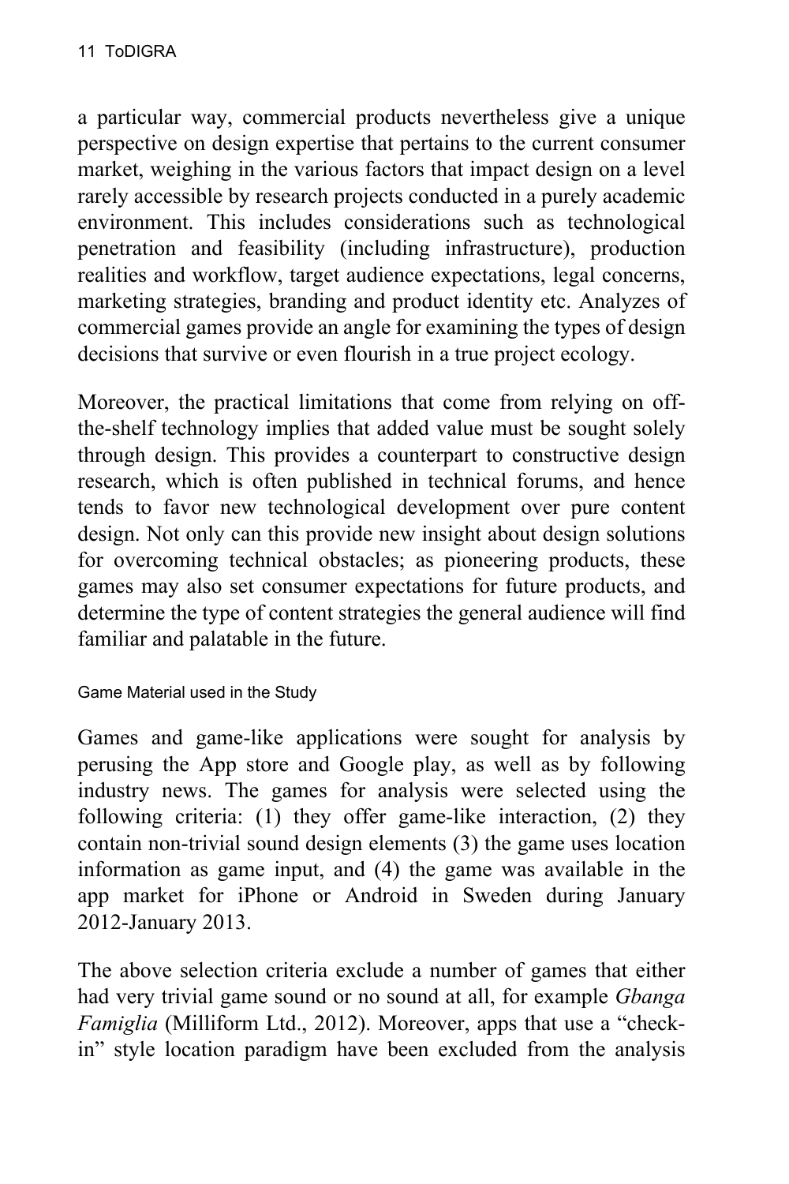a particular way, commercial products nevertheless give a unique perspective on design expertise that pertains to the current consumer market, weighing in the various factors that impact design on a level rarely accessible by research projects conducted in a purely academic environment. This includes considerations such as technological penetration and feasibility (including infrastructure), production realities and workflow, target audience expectations, legal concerns, marketing strategies, branding and product identity etc. Analyzes of commercial games provide an angle for examining the types of design decisions that survive or even flourish in a true project ecology.

Moreover, the practical limitations that come from relying on off-the-shelf technology implies that added value must be sought solely through design. This provides a counterpart to constructive design research, which is often published in technical forums, and hence tends to favor new technological development over pure content design. Not only can this provide new insight about design solutions for overcoming technical obstacles; as pioneering products, these games may also set consumer expectations for future products, and determine the type of content strategies the general audience will find familiar and palatable in the future.

### Game Material used in the Study

Games and game-like applications were sought for analysis by perusing the App store and Google play, as well as by following industry news. The games for analysis were selected using the following criteria: (1) they offer game-like interaction, (2) they contain non-trivial sound design elements (3) the game uses location information as game input, and (4) the game was available in the app market for iPhone or Android in Sweden during January 2012-January 2013.

The above selection criteria exclude a number of games that either had very trivial game sound or no sound at all, for example *Gbanga Famiglia* (Milliform Ltd., 2012). Moreover, apps that use a "check-in" style location paradigm have been excluded from the analysis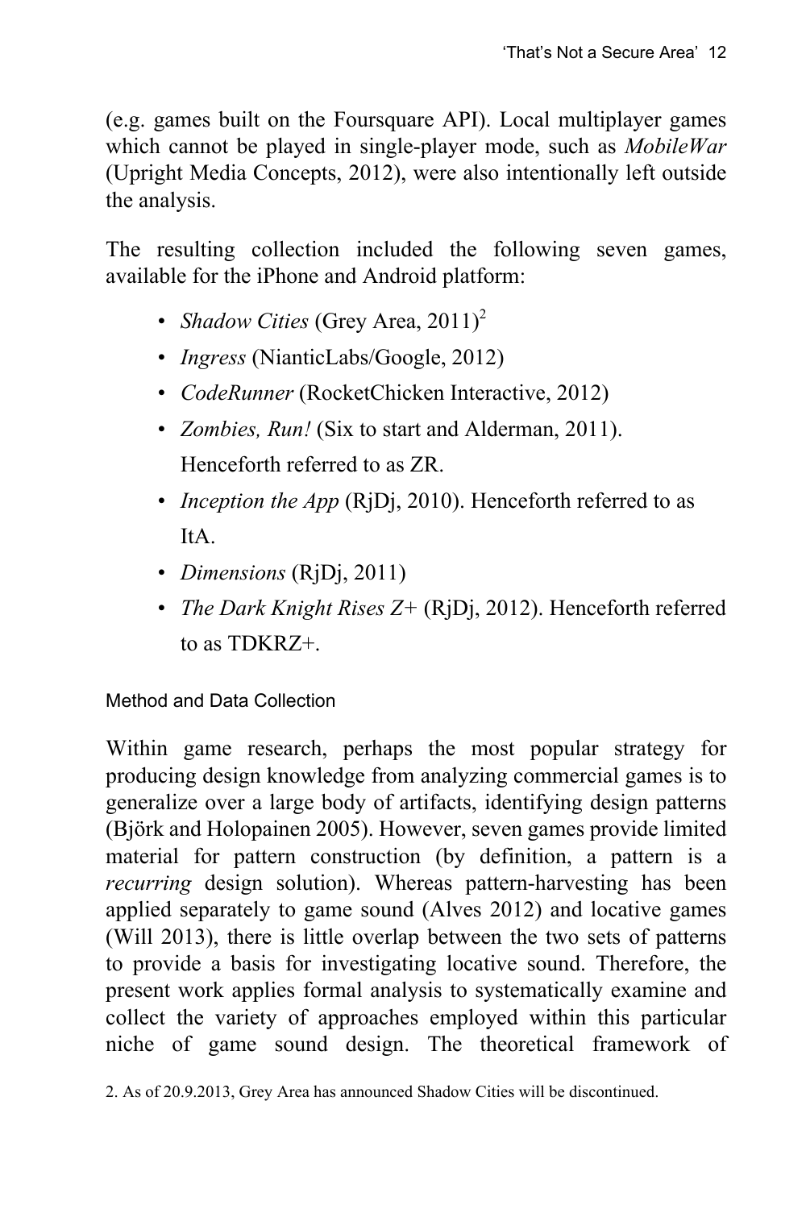(e.g. games built on the Foursquare API). Local multiplayer games which cannot be played in single-player mode, such as *MobileWar* (Upright Media Concepts, 2012), were also intentionally left outside the analysis.

The resulting collection included the following seven games, available for the iPhone and Android platform:

- *Shadow Cities* (Grey Area, 2011)[2]
- *Ingress* (NianticLabs/Google, 2012)
- *CodeRunner* (RocketChicken Interactive, 2012)
- *Zombies, Run!* (Six to start and Alderman, 2011). Henceforth referred to as ZR.
- *Inception the App* (RjDj, 2010). Henceforth referred to as ItA.
- *Dimensions* (RjDj, 2011)
- *The Dark Knight Rises Z+* (RjDj, 2012). Henceforth referred to as TDKRZ+.

### Method and Data Collection

Within game research, perhaps the most popular strategy for producing design knowledge from analyzing commercial games is to generalize over a large body of artifacts, identifying design patterns (Björk and Holopainen 2005). However, seven games provide limited material for pattern construction (by definition, a pattern is a *recurring* design solution). Whereas pattern-harvesting has been applied separately to game sound (Alves 2012) and locative games (Will 2013), there is little overlap between the two sets of patterns to provide a basis for investigating locative sound. Therefore, the present work applies formal analysis to systematically examine and collect the variety of approaches employed within this particular niche of game sound design. The theoretical framework of

2. As of 20.9.2013, Grey Area has announced Shadow Cities will be discontinued.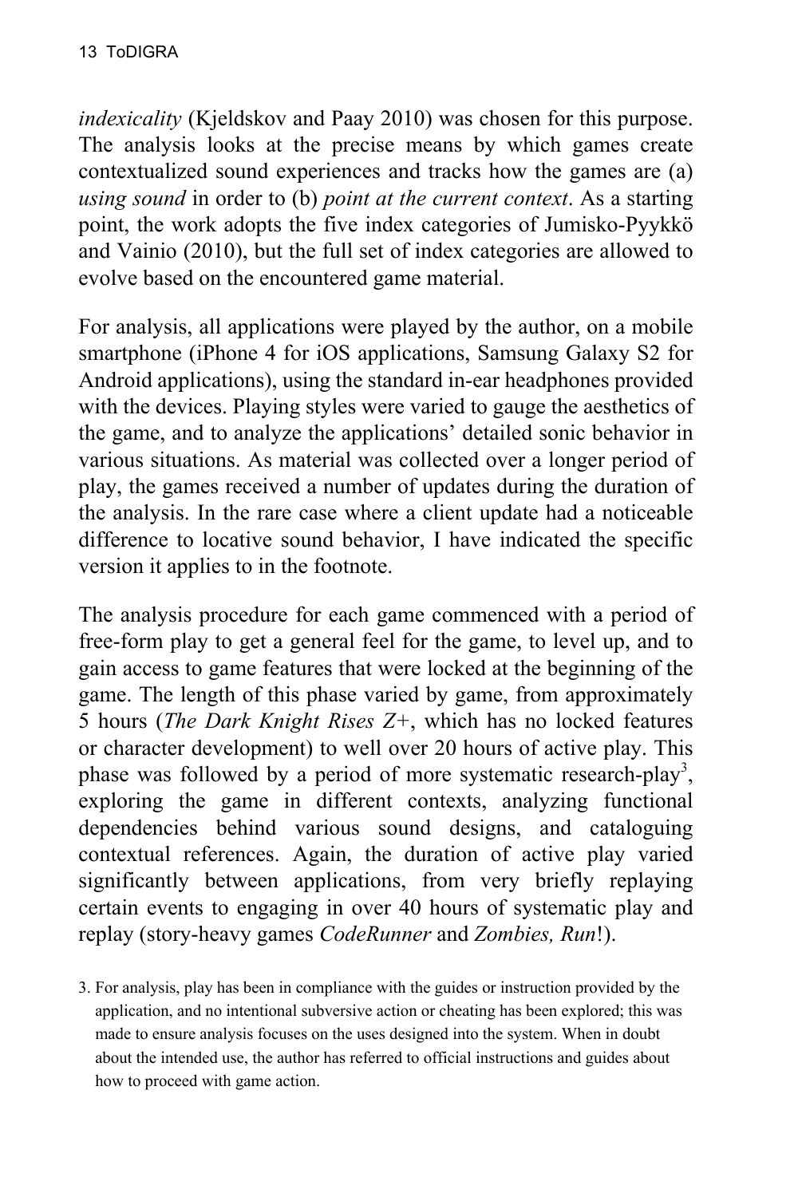*indexicality* (Kjeldskov and Paay 2010) was chosen for this purpose. The analysis looks at the precise means by which games create contextualized sound experiences and tracks how the games are (a) *using sound* in order to (b) *point at the current context*. As a starting point, the work adopts the five index categories of Jumisko-Pyykkö and Vainio (2010), but the full set of index categories are allowed to evolve based on the encountered game material.

For analysis, all applications were played by the author, on a mobile smartphone (iPhone 4 for iOS applications, Samsung Galaxy S2 for Android applications), using the standard in-ear headphones provided with the devices. Playing styles were varied to gauge the aesthetics of the game, and to analyze the applications' detailed sonic behavior in various situations. As material was collected over a longer period of play, the games received a number of updates during the duration of the analysis. In the rare case where a client update had a noticeable difference to locative sound behavior, I have indicated the specific version it applies to in the footnote.

The analysis procedure for each game commenced with a period of free-form play to get a general feel for the game, to level up, and to gain access to game features that were locked at the beginning of the game. The length of this phase varied by game, from approximately 5 hours (*The Dark Knight Rises Z+*, which has no locked features or character development) to well over 20 hours of active play. This phase was followed by a period of more systematic research-play[3], exploring the game in different contexts, analyzing functional dependencies behind various sound designs, and cataloguing contextual references. Again, the duration of active play varied significantly between applications, from very briefly replaying certain events to engaging in over 40 hours of systematic play and replay (story-heavy games *CodeRunner* and *Zombies, Run*!).

3. For analysis, play has been in compliance with the guides or instruction provided by the application, and no intentional subversive action or cheating has been explored; this was made to ensure analysis focuses on the uses designed into the system. When in doubt about the intended use, the author has referred to official instructions and guides about how to proceed with game action.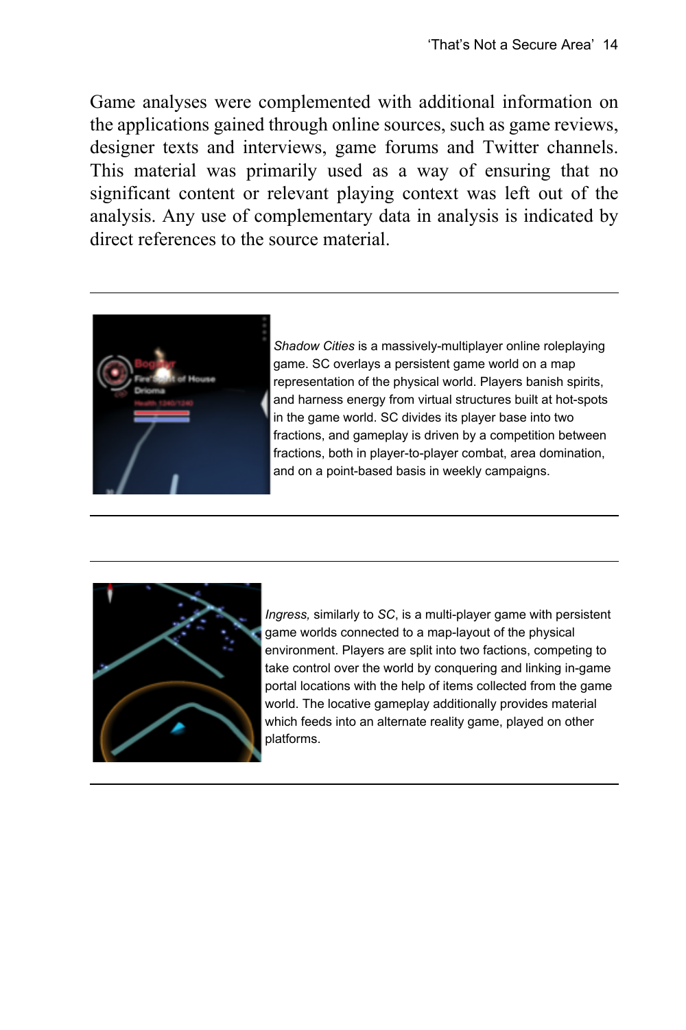Game analyses were complemented with additional information on the applications gained through online sources, such as game reviews, designer texts and interviews, game forums and Twitter channels. This material was primarily used as a way of ensuring that no significant content or relevant playing context was left out of the analysis. Any use of complementary data in analysis is indicated by direct references to the source material.

---

*Shadow Cities* is a massively-multiplayer online roleplaying game. SC overlays a persistent game world on a map representation of the physical world. Players banish spirits, and harness energy from virtual structures built at hot-spots in the game world. SC divides its player base into two fractions, and gameplay is driven by a competition between fractions, both in player-to-player combat, area domination, and on a point-based basis in weekly campaigns.

---

*Ingress,* similarly to *SC*, is a multi-player game with persistent game worlds connected to a map-layout of the physical environment. Players are split into two factions, competing to take control over the world by conquering and linking in-game portal locations with the help of items collected from the game world. The locative gameplay additionally provides material which feeds into an alternate reality game, played on other platforms.

---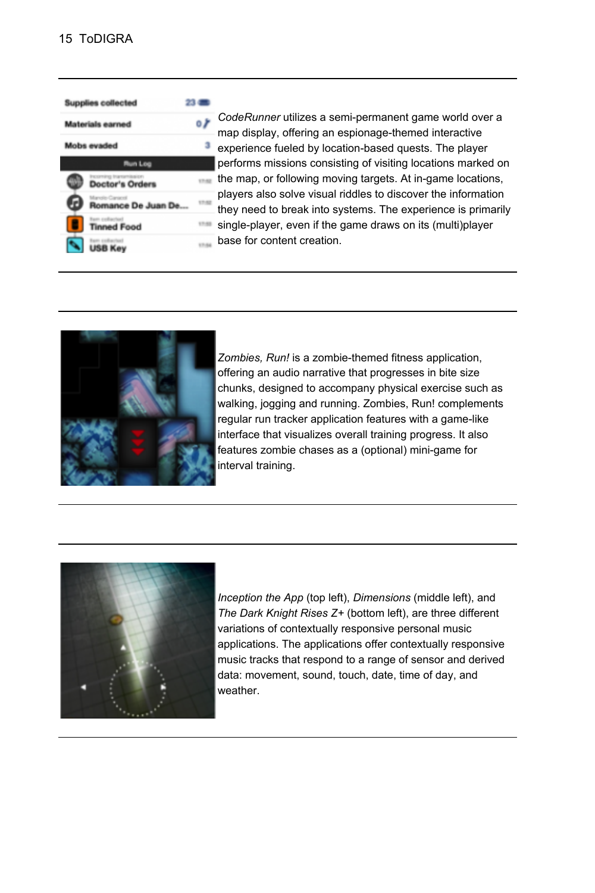*CodeRunner* utilizes a semi-permanent game world over a map display, offering an espionage-themed interactive experience fueled by location-based quests. The player performs missions consisting of visiting locations marked on the map, or following moving targets. At in-game locations, players also solve visual riddles to discover the information they need to break into systems. The experience is primarily single-player, even if the game draws on its (multi)player base for content creation.

*Zombies, Run!* is a zombie-themed fitness application, offering an audio narrative that progresses in bite size chunks, designed to accompany physical exercise such as walking, jogging and running. Zombies, Run! complements regular run tracker application features with a game-like interface that visualizes overall training progress. It also features zombie chases as a (optional) mini-game for interval training.

*Inception the App* (top left), *Dimensions* (middle left), and *The Dark Knight Rises Z+* (bottom left), are three different variations of contextually responsive personal music applications. The applications offer contextually responsive music tracks that respond to a range of sensor and derived data: movement, sound, touch, date, time of day, and weather.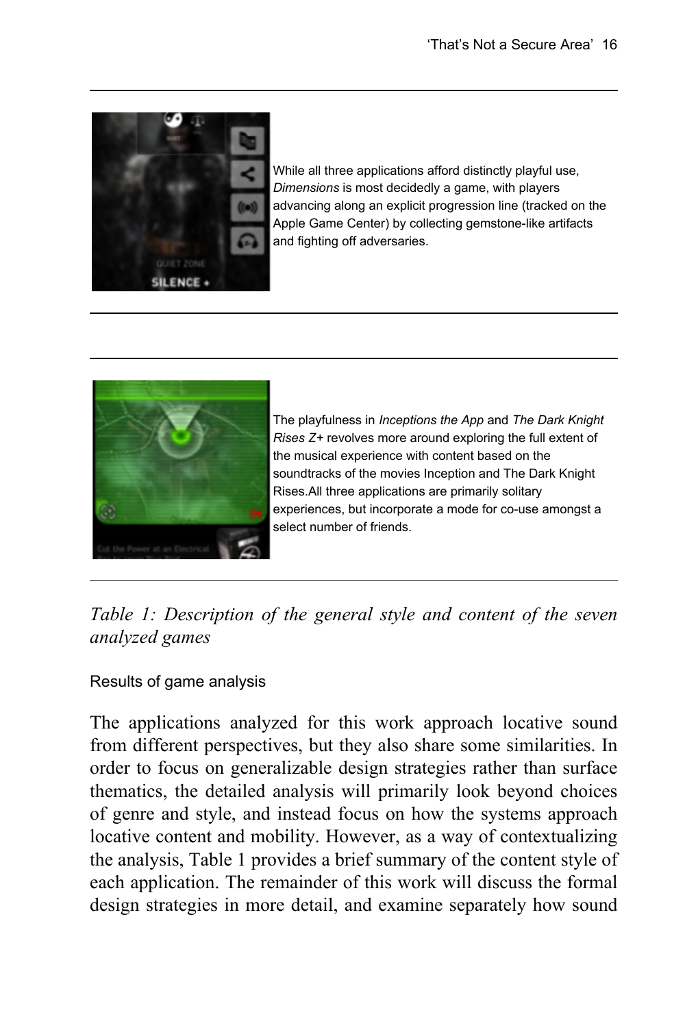| | |
|---|---|
| | While all three applications afford distinctly playful use, *Dimensions* is most decidedly a game, with players advancing along an explicit progression line (tracked on the Apple Game Center) by collecting gemstone-like artifacts and fighting off adversaries. |
| | The playfulness in *Inceptions the App* and *The Dark Knight Rises Z+* revolves more around exploring the full extent of the musical experience with content based on the soundtracks of the movies Inception and The Dark Knight Rises.All three applications are primarily solitary experiences, but incorporate a mode for co-use amongst a select number of friends. |

*Table 1: Description of the general style and content of the seven analyzed games*

Results of game analysis

The applications analyzed for this work approach locative sound from different perspectives, but they also share some similarities. In order to focus on generalizable design strategies rather than surface thematics, the detailed analysis will primarily look beyond choices of genre and style, and instead focus on how the systems approach locative content and mobility. However, as a way of contextualizing the analysis, Table 1 provides a brief summary of the content style of each application. The remainder of this work will discuss the formal design strategies in more detail, and examine separately how sound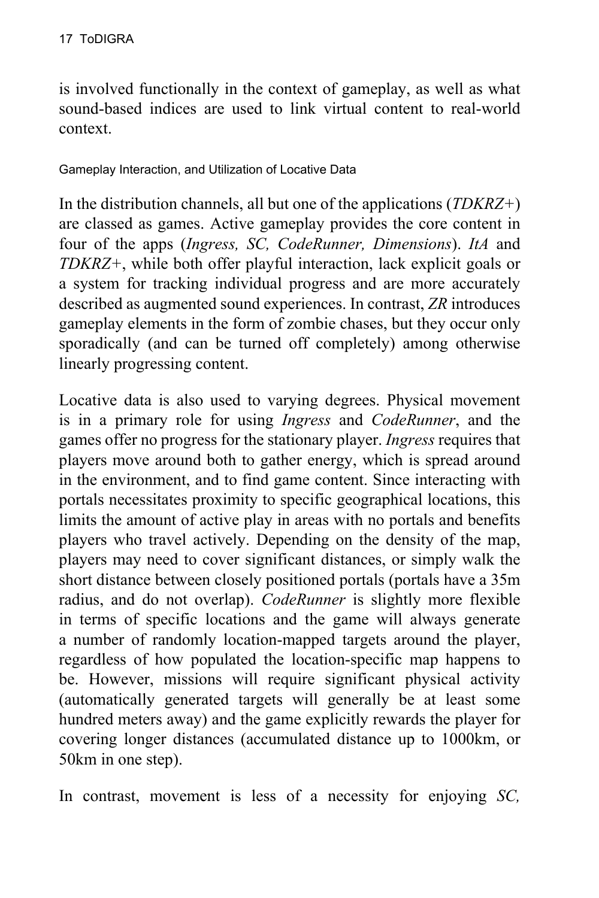is involved functionally in the context of gameplay, as well as what sound-based indices are used to link virtual content to real-world context.

### Gameplay Interaction, and Utilization of Locative Data

In the distribution channels, all but one of the applications (*TDKRZ+*) are classed as games. Active gameplay provides the core content in four of the apps (*Ingress, SC, CodeRunner, Dimensions*). *ItA* and *TDKRZ+*, while both offer playful interaction, lack explicit goals or a system for tracking individual progress and are more accurately described as augmented sound experiences. In contrast, *ZR* introduces gameplay elements in the form of zombie chases, but they occur only sporadically (and can be turned off completely) among otherwise linearly progressing content.

Locative data is also used to varying degrees. Physical movement is in a primary role for using *Ingress* and *CodeRunner*, and the games offer no progress for the stationary player. *Ingress* requires that players move around both to gather energy, which is spread around in the environment, and to find game content. Since interacting with portals necessitates proximity to specific geographical locations, this limits the amount of active play in areas with no portals and benefits players who travel actively. Depending on the density of the map, players may need to cover significant distances, or simply walk the short distance between closely positioned portals (portals have a 35m radius, and do not overlap). *CodeRunner* is slightly more flexible in terms of specific locations and the game will always generate a number of randomly location-mapped targets around the player, regardless of how populated the location-specific map happens to be. However, missions will require significant physical activity (automatically generated targets will generally be at least some hundred meters away) and the game explicitly rewards the player for covering longer distances (accumulated distance up to 1000km, or 50km in one step).

In contrast, movement is less of a necessity for enjoying *SC,*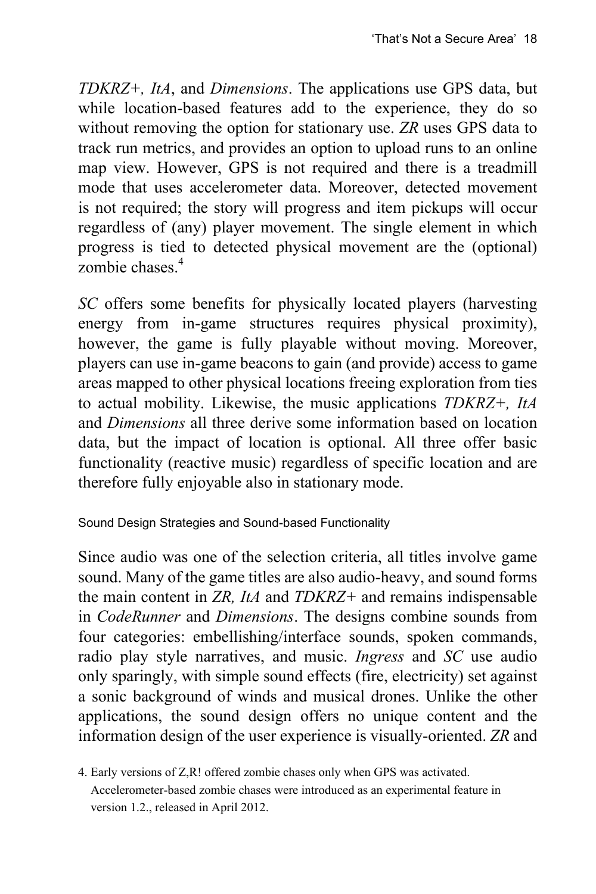*TDKRZ+, ItA*, and *Dimensions*. The applications use GPS data, but while location-based features add to the experience, they do so without removing the option for stationary use. *ZR* uses GPS data to track run metrics, and provides an option to upload runs to an online map view. However, GPS is not required and there is a treadmill mode that uses accelerometer data. Moreover, detected movement is not required; the story will progress and item pickups will occur regardless of (any) player movement. The single element in which progress is tied to detected physical movement are the (optional) zombie chases.[4]

*SC* offers some benefits for physically located players (harvesting energy from in-game structures requires physical proximity), however, the game is fully playable without moving. Moreover, players can use in-game beacons to gain (and provide) access to game areas mapped to other physical locations freeing exploration from ties to actual mobility. Likewise, the music applications *TDKRZ+, ItA* and *Dimensions* all three derive some information based on location data, but the impact of location is optional. All three offer basic functionality (reactive music) regardless of specific location and are therefore fully enjoyable also in stationary mode.

### Sound Design Strategies and Sound-based Functionality

Since audio was one of the selection criteria, all titles involve game sound. Many of the game titles are also audio-heavy, and sound forms the main content in *ZR, ItA* and *TDKRZ+* and remains indispensable in *CodeRunner* and *Dimensions*. The designs combine sounds from four categories: embellishing/interface sounds, spoken commands, radio play style narratives, and music. *Ingress* and *SC* use audio only sparingly, with simple sound effects (fire, electricity) set against a sonic background of winds and musical drones. Unlike the other applications, the sound design offers no unique content and the information design of the user experience is visually-oriented. *ZR* and

4. Early versions of Z,R! offered zombie chases only when GPS was activated. Accelerometer-based zombie chases were introduced as an experimental feature in version 1.2., released in April 2012.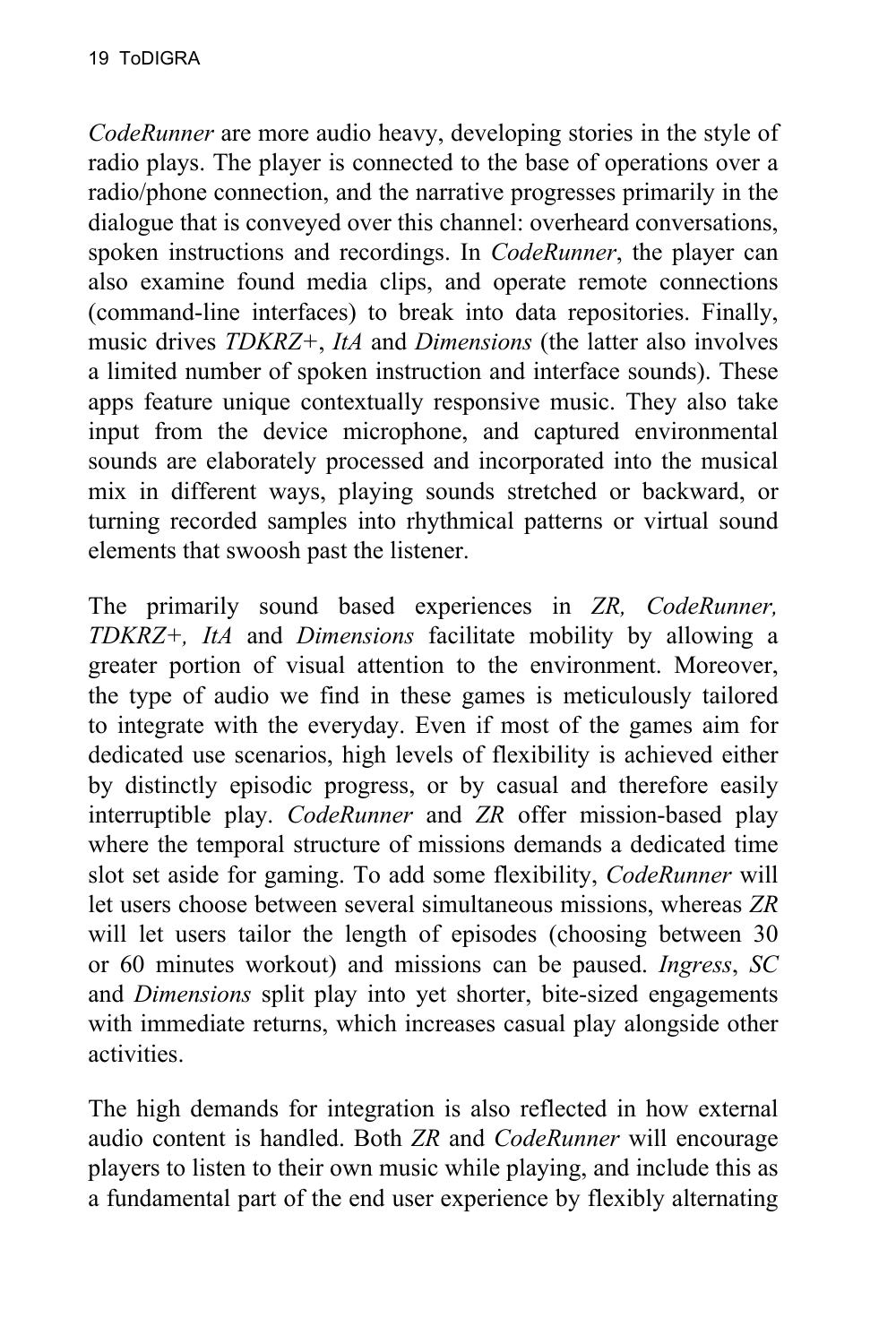*CodeRunner* are more audio heavy, developing stories in the style of radio plays. The player is connected to the base of operations over a radio/phone connection, and the narrative progresses primarily in the dialogue that is conveyed over this channel: overheard conversations, spoken instructions and recordings. In *CodeRunner*, the player can also examine found media clips, and operate remote connections (command-line interfaces) to break into data repositories. Finally, music drives *TDKRZ+*, *ItA* and *Dimensions* (the latter also involves a limited number of spoken instruction and interface sounds). These apps feature unique contextually responsive music. They also take input from the device microphone, and captured environmental sounds are elaborately processed and incorporated into the musical mix in different ways, playing sounds stretched or backward, or turning recorded samples into rhythmical patterns or virtual sound elements that swoosh past the listener.

The primarily sound based experiences in *ZR, CodeRunner, TDKRZ+, ItA* and *Dimensions* facilitate mobility by allowing a greater portion of visual attention to the environment. Moreover, the type of audio we find in these games is meticulously tailored to integrate with the everyday. Even if most of the games aim for dedicated use scenarios, high levels of flexibility is achieved either by distinctly episodic progress, or by casual and therefore easily interruptible play. *CodeRunner* and *ZR* offer mission-based play where the temporal structure of missions demands a dedicated time slot set aside for gaming. To add some flexibility, *CodeRunner* will let users choose between several simultaneous missions, whereas *ZR* will let users tailor the length of episodes (choosing between 30 or 60 minutes workout) and missions can be paused. *Ingress*, *SC* and *Dimensions* split play into yet shorter, bite-sized engagements with immediate returns, which increases casual play alongside other activities.

The high demands for integration is also reflected in how external audio content is handled. Both *ZR* and *CodeRunner* will encourage players to listen to their own music while playing, and include this as a fundamental part of the end user experience by flexibly alternating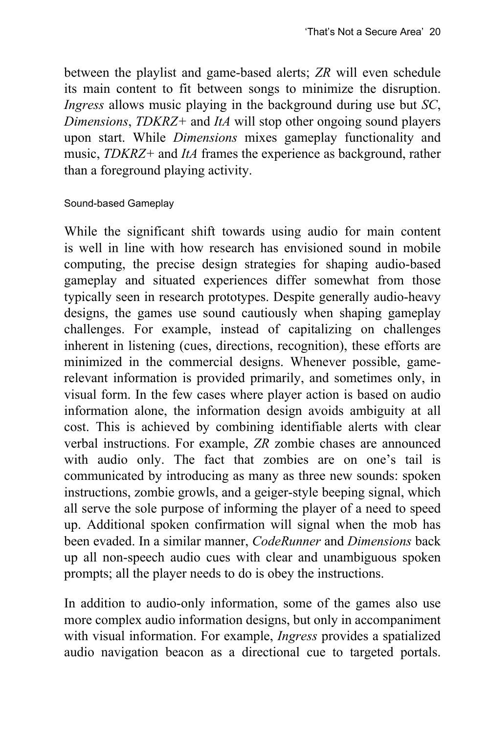between the playlist and game-based alerts; *ZR* will even schedule its main content to fit between songs to minimize the disruption. *Ingress* allows music playing in the background during use but *SC*, *Dimensions*, *TDKRZ+* and *ItA* will stop other ongoing sound players upon start. While *Dimensions* mixes gameplay functionality and music, *TDKRZ+* and *ItA* frames the experience as background, rather than a foreground playing activity.

### Sound-based Gameplay

While the significant shift towards using audio for main content is well in line with how research has envisioned sound in mobile computing, the precise design strategies for shaping audio-based gameplay and situated experiences differ somewhat from those typically seen in research prototypes. Despite generally audio-heavy designs, the games use sound cautiously when shaping gameplay challenges. For example, instead of capitalizing on challenges inherent in listening (cues, directions, recognition), these efforts are minimized in the commercial designs. Whenever possible, game-relevant information is provided primarily, and sometimes only, in visual form. In the few cases where player action is based on audio information alone, the information design avoids ambiguity at all cost. This is achieved by combining identifiable alerts with clear verbal instructions. For example, *ZR* zombie chases are announced with audio only. The fact that zombies are on one's tail is communicated by introducing as many as three new sounds: spoken instructions, zombie growls, and a geiger-style beeping signal, which all serve the sole purpose of informing the player of a need to speed up. Additional spoken confirmation will signal when the mob has been evaded. In a similar manner, *CodeRunner* and *Dimensions* back up all non-speech audio cues with clear and unambiguous spoken prompts; all the player needs to do is obey the instructions.

In addition to audio-only information, some of the games also use more complex audio information designs, but only in accompaniment with visual information. For example, *Ingress* provides a spatialized audio navigation beacon as a directional cue to targeted portals.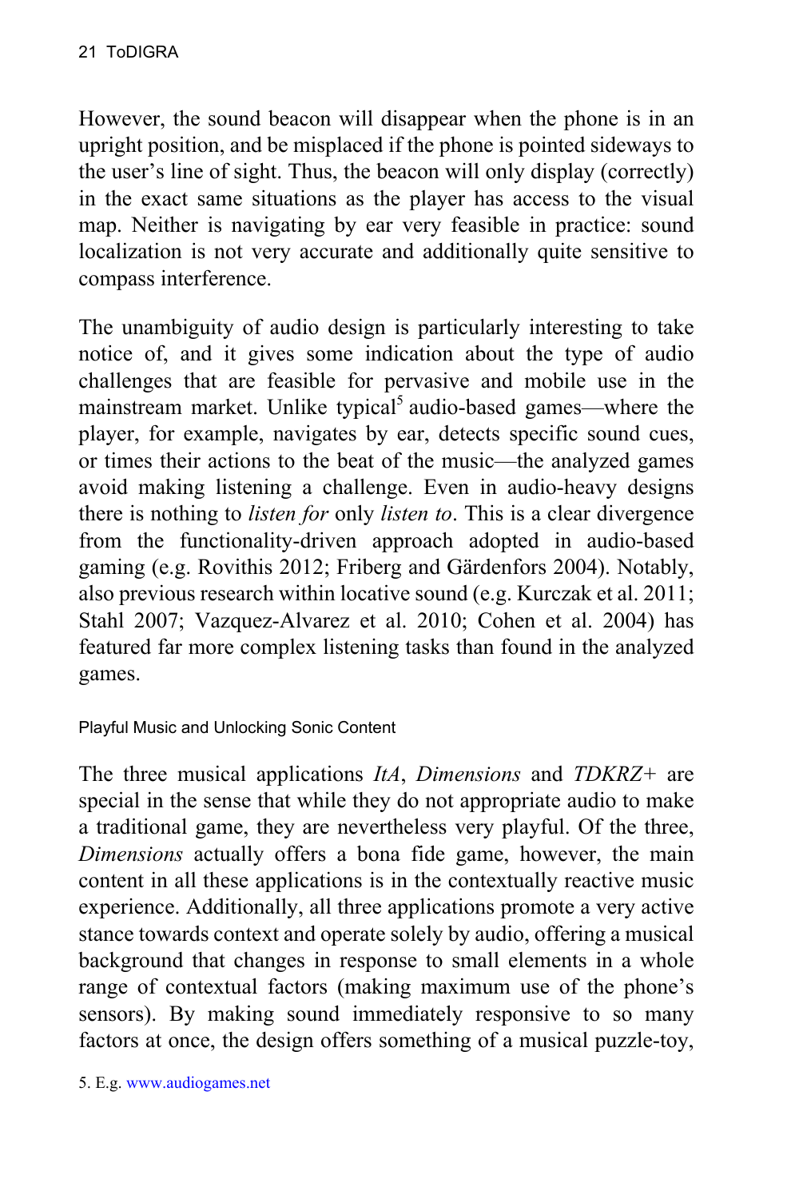However, the sound beacon will disappear when the phone is in an upright position, and be misplaced if the phone is pointed sideways to the user's line of sight. Thus, the beacon will only display (correctly) in the exact same situations as the player has access to the visual map. Neither is navigating by ear very feasible in practice: sound localization is not very accurate and additionally quite sensitive to compass interference.

The unambiguity of audio design is particularly interesting to take notice of, and it gives some indication about the type of audio challenges that are feasible for pervasive and mobile use in the mainstream market. Unlike typical[5] audio-based games—where the player, for example, navigates by ear, detects specific sound cues, or times their actions to the beat of the music—the analyzed games avoid making listening a challenge. Even in audio-heavy designs there is nothing to *listen for* only *listen to*. This is a clear divergence from the functionality-driven approach adopted in audio-based gaming (e.g. Rovithis 2012; Friberg and Gärdenfors 2004). Notably, also previous research within locative sound (e.g. Kurczak et al. 2011; Stahl 2007; Vazquez-Alvarez et al. 2010; Cohen et al. 2004) has featured far more complex listening tasks than found in the analyzed games.

### Playful Music and Unlocking Sonic Content

The three musical applications *ItA*, *Dimensions* and *TDKRZ+* are special in the sense that while they do not appropriate audio to make a traditional game, they are nevertheless very playful. Of the three, *Dimensions* actually offers a bona fide game, however, the main content in all these applications is in the contextually reactive music experience. Additionally, all three applications promote a very active stance towards context and operate solely by audio, offering a musical background that changes in response to small elements in a whole range of contextual factors (making maximum use of the phone's sensors). By making sound immediately responsive to so many factors at once, the design offers something of a musical puzzle-toy,

5. E.g. www.audiogames.net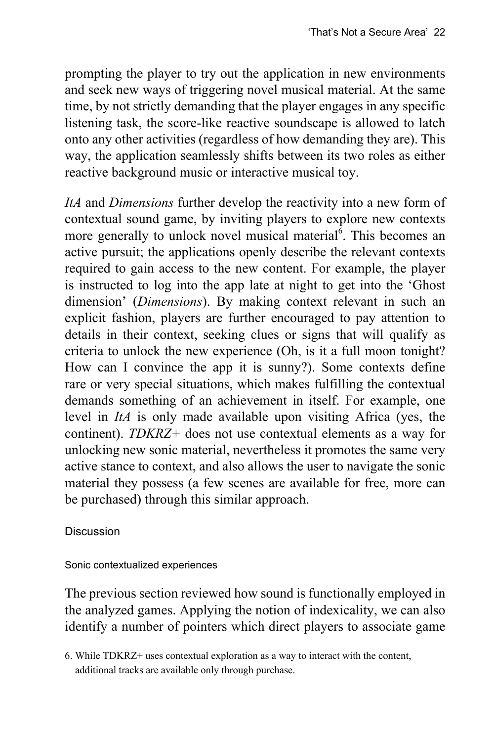prompting the player to try out the application in new environments and seek new ways of triggering novel musical material. At the same time, by not strictly demanding that the player engages in any specific listening task, the score-like reactive soundscape is allowed to latch onto any other activities (regardless of how demanding they are). This way, the application seamlessly shifts between its two roles as either reactive background music or interactive musical toy.

*ItA* and *Dimensions* further develop the reactivity into a new form of contextual sound game, by inviting players to explore new contexts more generally to unlock novel musical material[6]. This becomes an active pursuit; the applications openly describe the relevant contexts required to gain access to the new content. For example, the player is instructed to log into the app late at night to get into the 'Ghost dimension' (*Dimensions*). By making context relevant in such an explicit fashion, players are further encouraged to pay attention to details in their context, seeking clues or signs that will qualify as criteria to unlock the new experience (Oh, is it a full moon tonight? How can I convince the app it is sunny?). Some contexts define rare or very special situations, which makes fulfilling the contextual demands something of an achievement in itself. For example, one level in *ItA* is only made available upon visiting Africa (yes, the continent). *TDKRZ+* does not use contextual elements as a way for unlocking new sonic material, nevertheless it promotes the same very active stance to context, and also allows the user to navigate the sonic material they possess (a few scenes are available for free, more can be purchased) through this similar approach.

## Discussion

### Sonic contextualized experiences

The previous section reviewed how sound is functionally employed in the analyzed games. Applying the notion of indexicality, we can also identify a number of pointers which direct players to associate game

6. While TDKRZ+ uses contextual exploration as a way to interact with the content, additional tracks are available only through purchase.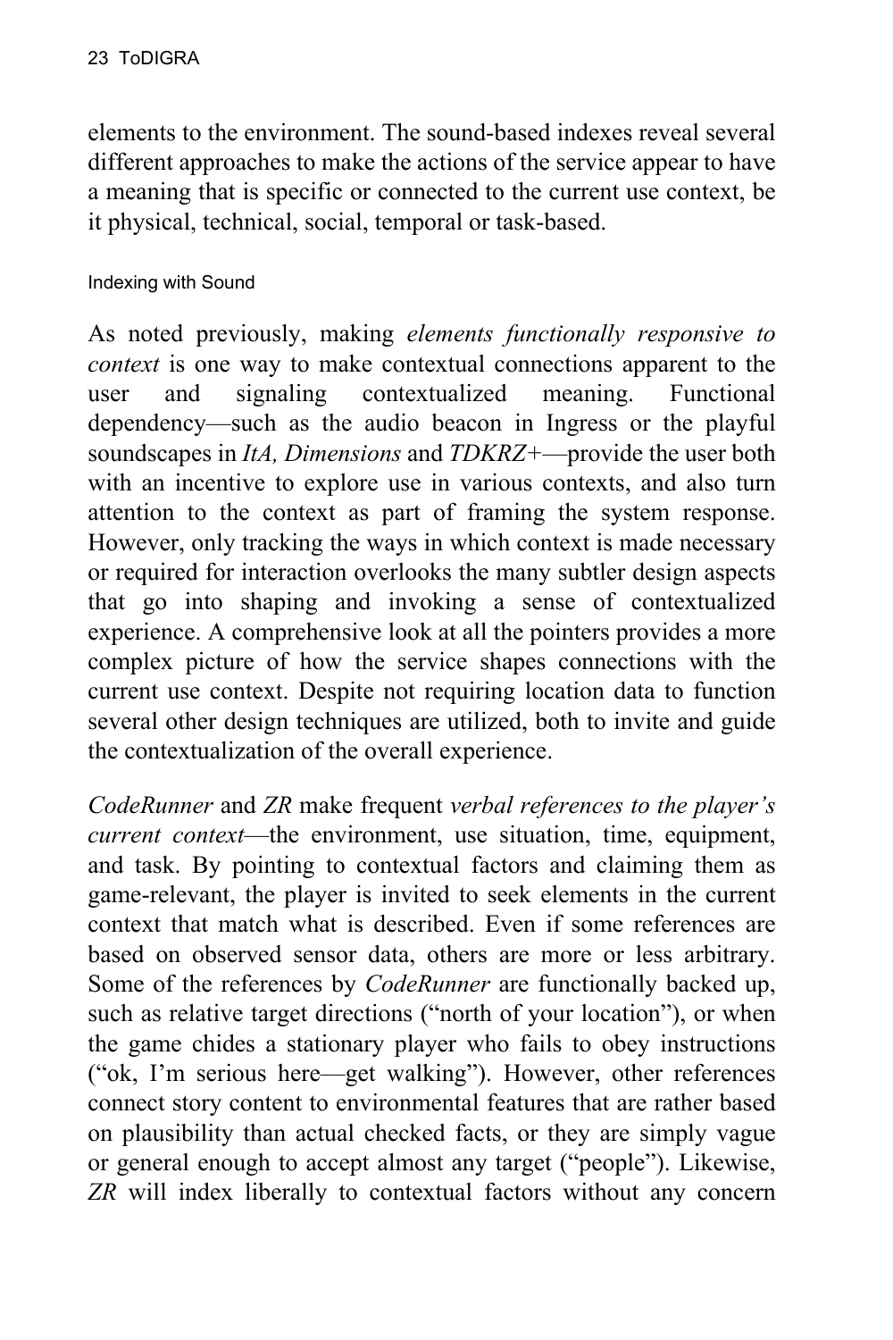elements to the environment. The sound-based indexes reveal several different approaches to make the actions of the service appear to have a meaning that is specific or connected to the current use context, be it physical, technical, social, temporal or task-based.

### Indexing with Sound

As noted previously, making *elements functionally responsive to context* is one way to make contextual connections apparent to the user and signaling contextualized meaning. Functional dependency—such as the audio beacon in Ingress or the playful soundscapes in *ItA, Dimensions* and *TDKRZ+*—provide the user both with an incentive to explore use in various contexts, and also turn attention to the context as part of framing the system response. However, only tracking the ways in which context is made necessary or required for interaction overlooks the many subtler design aspects that go into shaping and invoking a sense of contextualized experience. A comprehensive look at all the pointers provides a more complex picture of how the service shapes connections with the current use context. Despite not requiring location data to function several other design techniques are utilized, both to invite and guide the contextualization of the overall experience.

*CodeRunner* and *ZR* make frequent *verbal references to the player's current context*—the environment, use situation, time, equipment, and task. By pointing to contextual factors and claiming them as game-relevant, the player is invited to seek elements in the current context that match what is described. Even if some references are based on observed sensor data, others are more or less arbitrary. Some of the references by *CodeRunner* are functionally backed up, such as relative target directions ("north of your location"), or when the game chides a stationary player who fails to obey instructions ("ok, I'm serious here—get walking"). However, other references connect story content to environmental features that are rather based on plausibility than actual checked facts, or they are simply vague or general enough to accept almost any target ("people"). Likewise, *ZR* will index liberally to contextual factors without any concern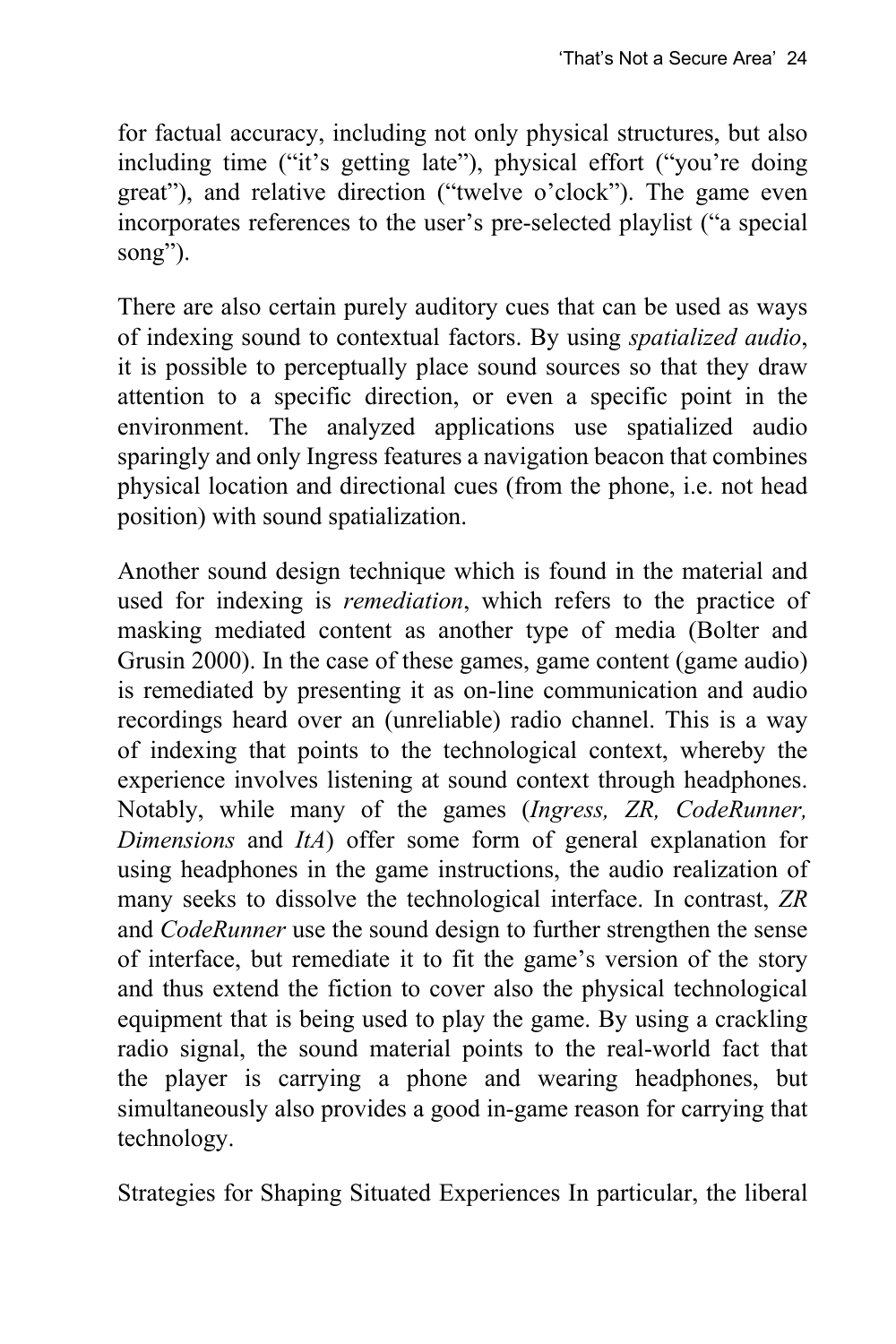for factual accuracy, including not only physical structures, but also including time ("it's getting late"), physical effort ("you're doing great"), and relative direction ("twelve o'clock"). The game even incorporates references to the user's pre-selected playlist ("a special song").

There are also certain purely auditory cues that can be used as ways of indexing sound to contextual factors. By using *spatialized audio*, it is possible to perceptually place sound sources so that they draw attention to a specific direction, or even a specific point in the environment. The analyzed applications use spatialized audio sparingly and only Ingress features a navigation beacon that combines physical location and directional cues (from the phone, i.e. not head position) with sound spatialization.

Another sound design technique which is found in the material and used for indexing is *remediation*, which refers to the practice of masking mediated content as another type of media (Bolter and Grusin 2000). In the case of these games, game content (game audio) is remediated by presenting it as on-line communication and audio recordings heard over an (unreliable) radio channel. This is a way of indexing that points to the technological context, whereby the experience involves listening at sound context through headphones. Notably, while many of the games (*Ingress, ZR, CodeRunner, Dimensions* and *ItA*) offer some form of general explanation for using headphones in the game instructions, the audio realization of many seeks to dissolve the technological interface. In contrast, *ZR* and *CodeRunner* use the sound design to further strengthen the sense of interface, but remediate it to fit the game's version of the story and thus extend the fiction to cover also the physical technological equipment that is being used to play the game. By using a crackling radio signal, the sound material points to the real-world fact that the player is carrying a phone and wearing headphones, but simultaneously also provides a good in-game reason for carrying that technology.

Strategies for Shaping Situated Experiences In particular, the liberal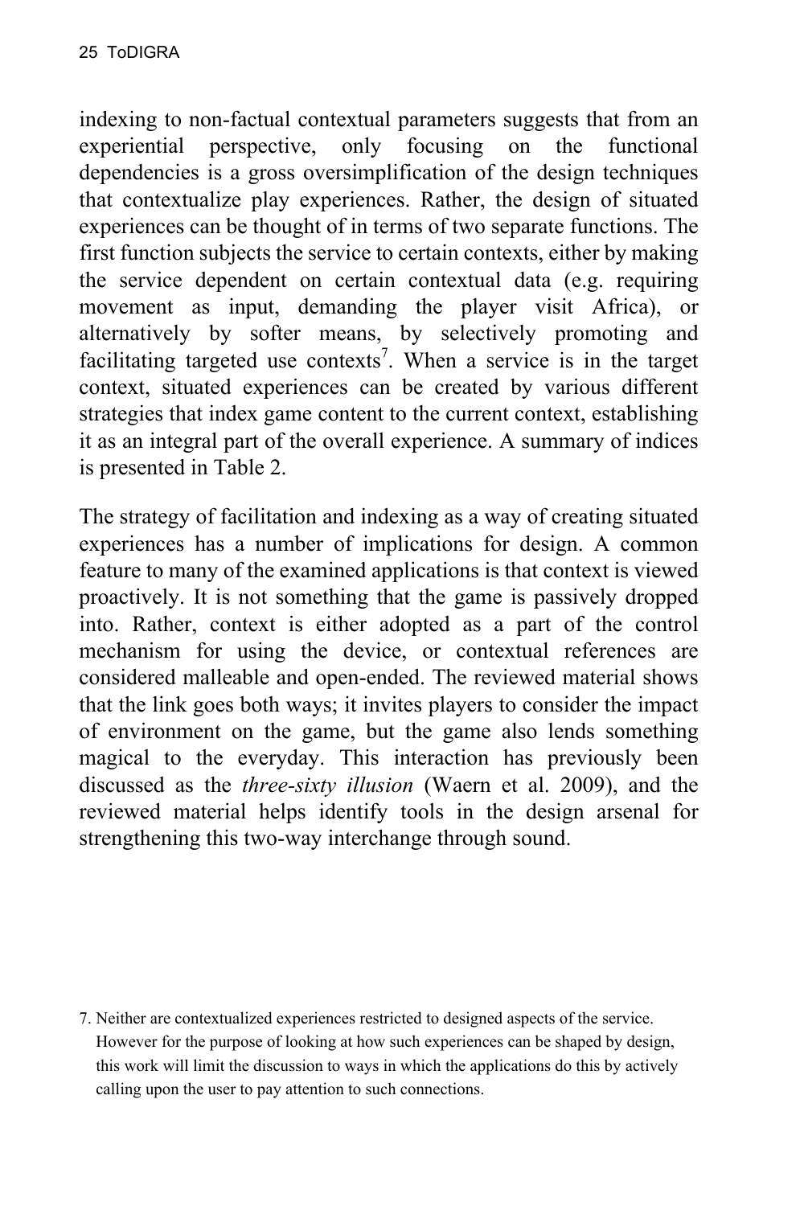indexing to non-factual contextual parameters suggests that from an experiential perspective, only focusing on the functional dependencies is a gross oversimplification of the design techniques that contextualize play experiences. Rather, the design of situated experiences can be thought of in terms of two separate functions. The first function subjects the service to certain contexts, either by making the service dependent on certain contextual data (e.g. requiring movement as input, demanding the player visit Africa), or alternatively by softer means, by selectively promoting and facilitating targeted use contexts[7]. When a service is in the target context, situated experiences can be created by various different strategies that index game content to the current context, establishing it as an integral part of the overall experience. A summary of indices is presented in Table 2.

The strategy of facilitation and indexing as a way of creating situated experiences has a number of implications for design. A common feature to many of the examined applications is that context is viewed proactively. It is not something that the game is passively dropped into. Rather, context is either adopted as a part of the control mechanism for using the device, or contextual references are considered malleable and open-ended. The reviewed material shows that the link goes both ways; it invites players to consider the impact of environment on the game, but the game also lends something magical to the everyday. This interaction has previously been discussed as the *three-sixty illusion* (Waern et al. 2009), and the reviewed material helps identify tools in the design arsenal for strengthening this two-way interchange through sound.

7. Neither are contextualized experiences restricted to designed aspects of the service. However for the purpose of looking at how such experiences can be shaped by design, this work will limit the discussion to ways in which the applications do this by actively calling upon the user to pay attention to such connections.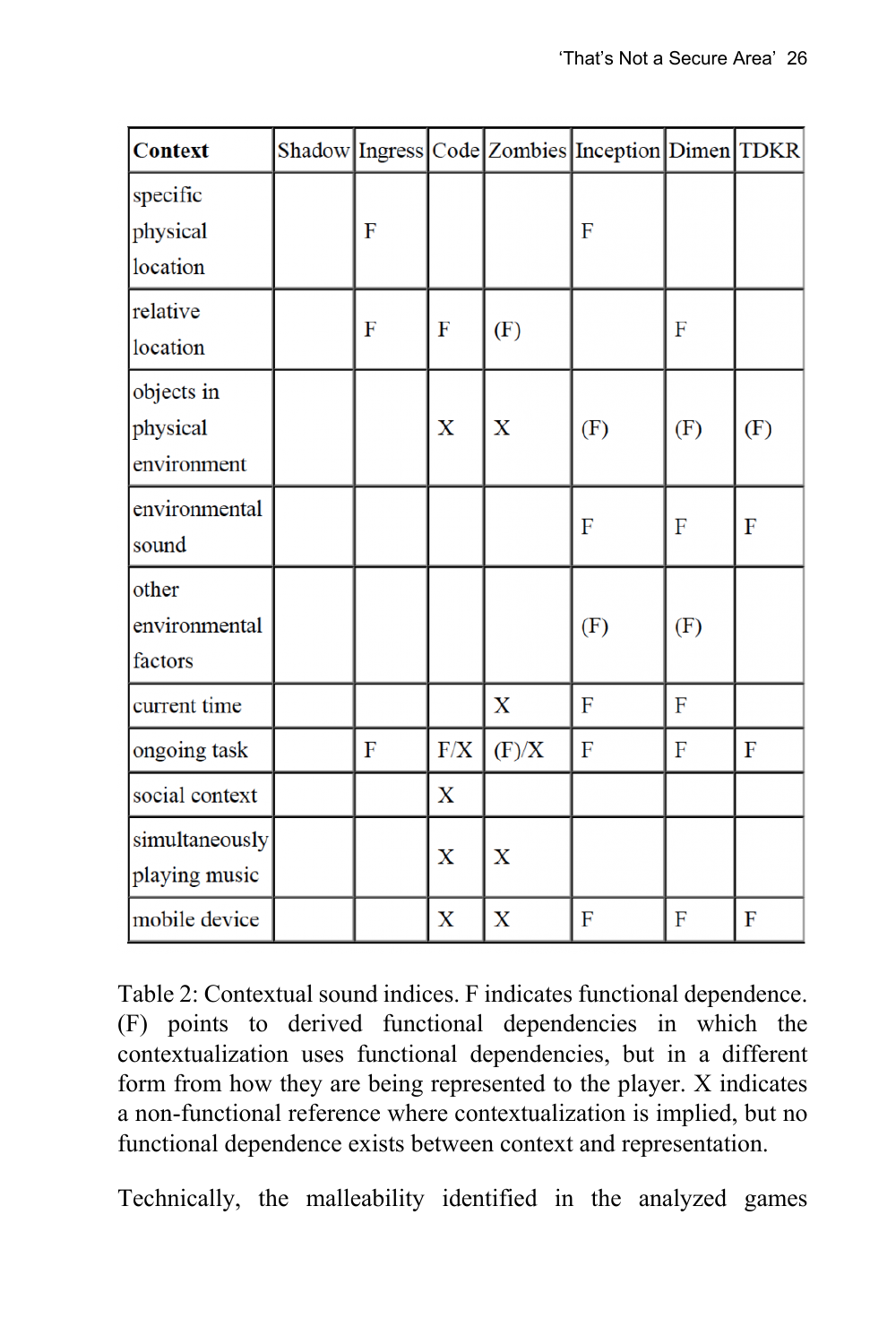| Context | Shadow | Ingress | Code | Zombies | Inception | Dimen | TDKR |
|---|---|---|---|---|---|---|---|
| specific physical location | | F | | | F | | |
| relative location | | F | F | (F) | | F | |
| objects in physical environment | | | X | X | (F) | (F) | (F) |
| environmental sound | | | | | F | F | F |
| other environmental factors | | | | | (F) | (F) | |
| current time | | | | X | F | F | |
| ongoing task | | F | F/X | (F)/X | F | F | F |
| social context | | | X | | | | |
| simultaneously playing music | | | X | X | | | |
| mobile device | | | X | X | F | F | F |

Table 2: Contextual sound indices. F indicates functional dependence. (F) points to derived functional dependencies in which the contextualization uses functional dependencies, but in a different form from how they are being represented to the player. X indicates a non-functional reference where contextualization is implied, but no functional dependence exists between context and representation.

Technically, the malleability identified in the analyzed games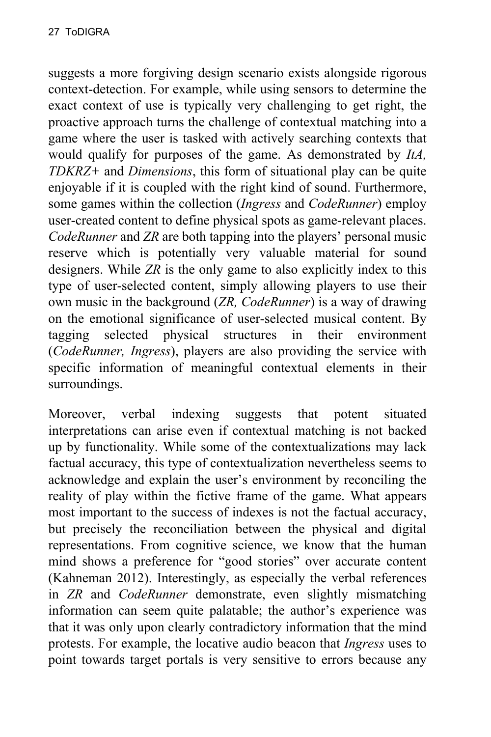suggests a more forgiving design scenario exists alongside rigorous context-detection. For example, while using sensors to determine the exact context of use is typically very challenging to get right, the proactive approach turns the challenge of contextual matching into a game where the user is tasked with actively searching contexts that would qualify for purposes of the game. As demonstrated by *ItA, TDKRZ+* and *Dimensions*, this form of situational play can be quite enjoyable if it is coupled with the right kind of sound. Furthermore, some games within the collection (*Ingress* and *CodeRunner*) employ user-created content to define physical spots as game-relevant places. *CodeRunner* and *ZR* are both tapping into the players' personal music reserve which is potentially very valuable material for sound designers. While *ZR* is the only game to also explicitly index to this type of user-selected content, simply allowing players to use their own music in the background (*ZR, CodeRunner*) is a way of drawing on the emotional significance of user-selected musical content. By tagging selected physical structures in their environment (*CodeRunner, Ingress*), players are also providing the service with specific information of meaningful contextual elements in their surroundings.

Moreover, verbal indexing suggests that potent situated interpretations can arise even if contextual matching is not backed up by functionality. While some of the contextualizations may lack factual accuracy, this type of contextualization nevertheless seems to acknowledge and explain the user's environment by reconciling the reality of play within the fictive frame of the game. What appears most important to the success of indexes is not the factual accuracy, but precisely the reconciliation between the physical and digital representations. From cognitive science, we know that the human mind shows a preference for "good stories" over accurate content (Kahneman 2012). Interestingly, as especially the verbal references in *ZR* and *CodeRunner* demonstrate, even slightly mismatching information can seem quite palatable; the author's experience was that it was only upon clearly contradictory information that the mind protests. For example, the locative audio beacon that *Ingress* uses to point towards target portals is very sensitive to errors because any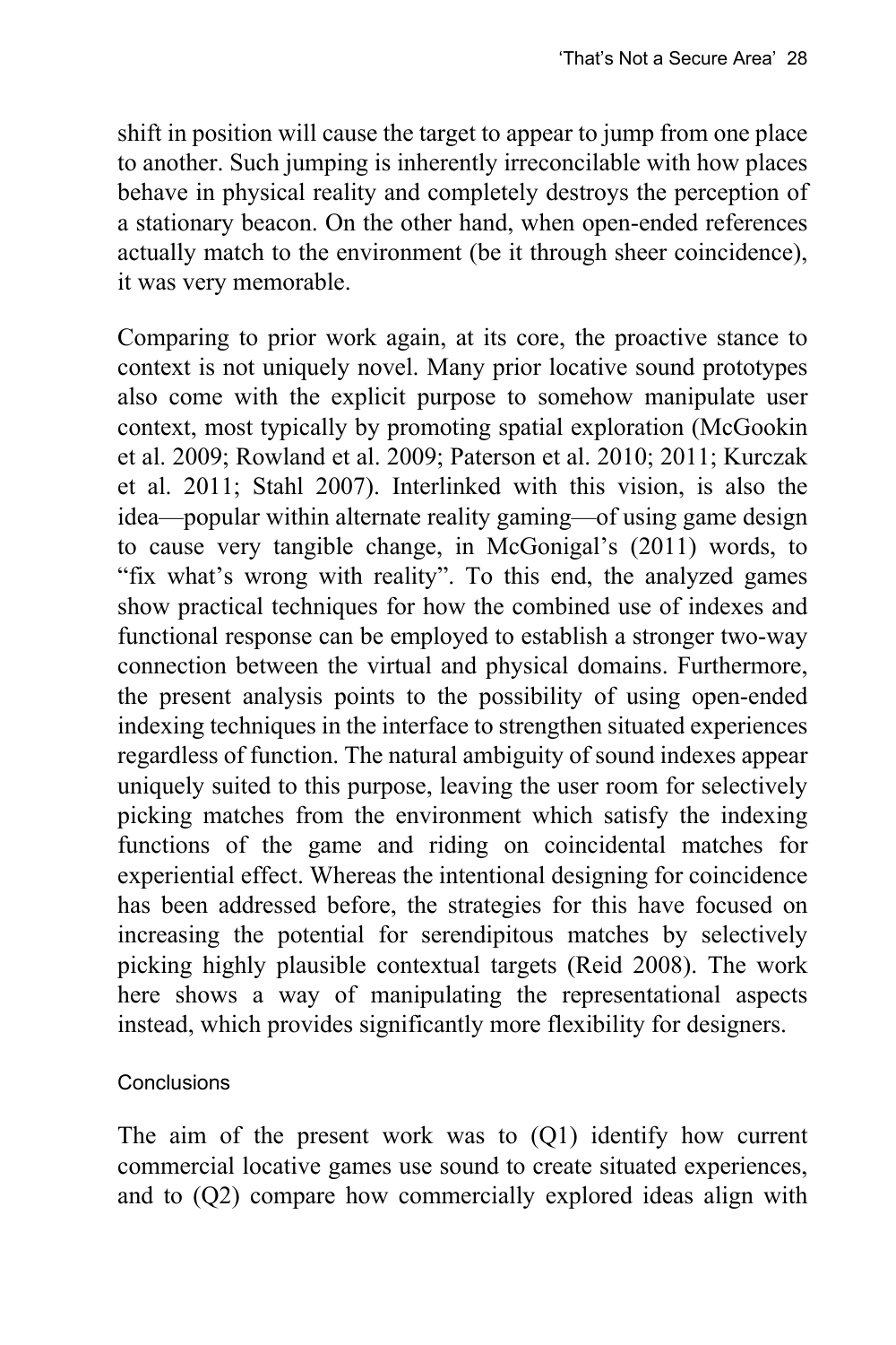shift in position will cause the target to appear to jump from one place to another. Such jumping is inherently irreconcilable with how places behave in physical reality and completely destroys the perception of a stationary beacon. On the other hand, when open-ended references actually match to the environment (be it through sheer coincidence), it was very memorable.

Comparing to prior work again, at its core, the proactive stance to context is not uniquely novel. Many prior locative sound prototypes also come with the explicit purpose to somehow manipulate user context, most typically by promoting spatial exploration (McGookin et al. 2009; Rowland et al. 2009; Paterson et al. 2010; 2011; Kurczak et al. 2011; Stahl 2007). Interlinked with this vision, is also the idea—popular within alternate reality gaming—of using game design to cause very tangible change, in McGonigal's (2011) words, to "fix what's wrong with reality". To this end, the analyzed games show practical techniques for how the combined use of indexes and functional response can be employed to establish a stronger two-way connection between the virtual and physical domains. Furthermore, the present analysis points to the possibility of using open-ended indexing techniques in the interface to strengthen situated experiences regardless of function. The natural ambiguity of sound indexes appear uniquely suited to this purpose, leaving the user room for selectively picking matches from the environment which satisfy the indexing functions of the game and riding on coincidental matches for experiential effect. Whereas the intentional designing for coincidence has been addressed before, the strategies for this have focused on increasing the potential for serendipitous matches by selectively picking highly plausible contextual targets (Reid 2008). The work here shows a way of manipulating the representational aspects instead, which provides significantly more flexibility for designers.

## Conclusions

The aim of the present work was to (Q1) identify how current commercial locative games use sound to create situated experiences, and to (Q2) compare how commercially explored ideas align with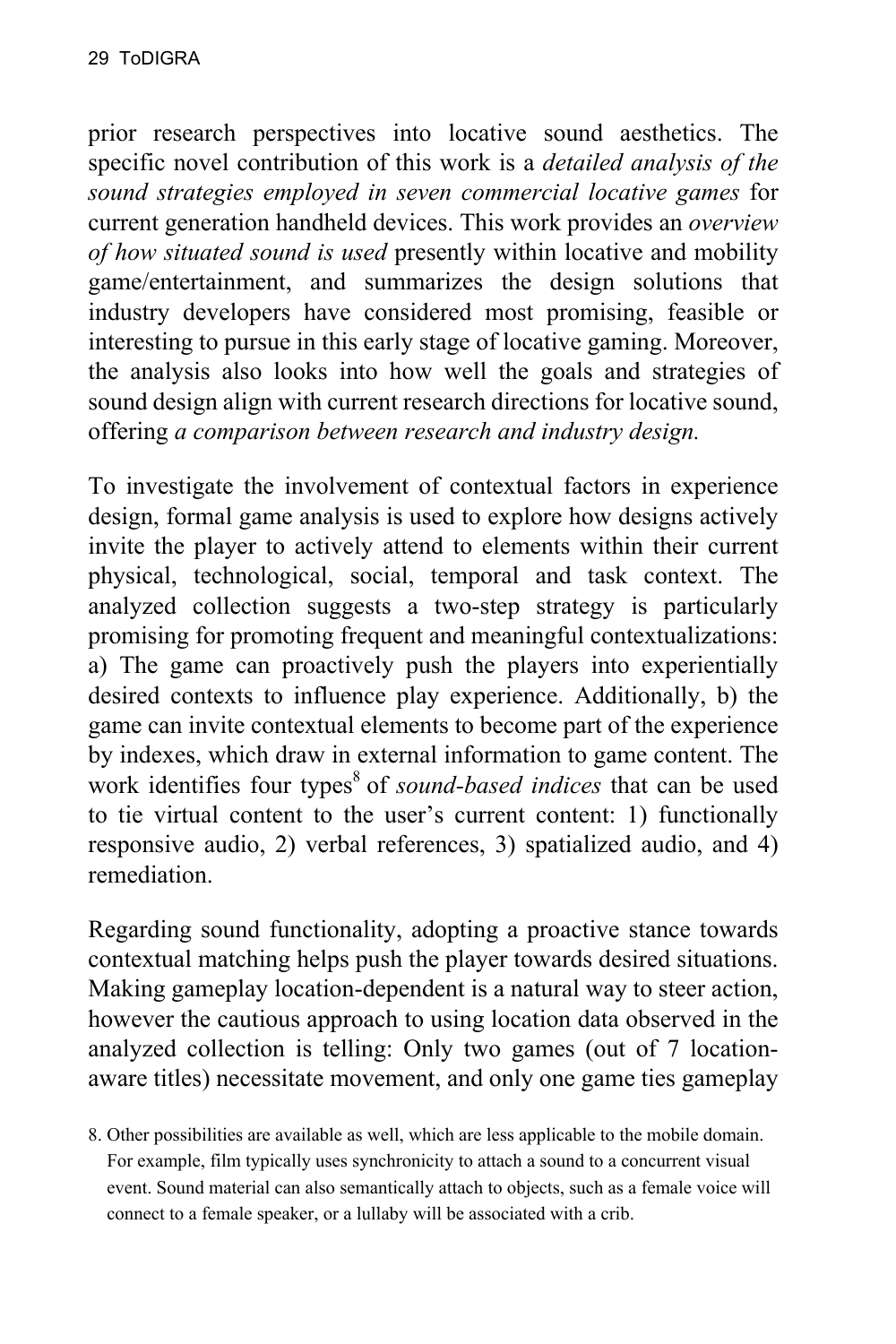prior research perspectives into locative sound aesthetics. The specific novel contribution of this work is a *detailed analysis of the sound strategies employed in seven commercial locative games* for current generation handheld devices. This work provides an *overview of how situated sound is used* presently within locative and mobility game/entertainment, and summarizes the design solutions that industry developers have considered most promising, feasible or interesting to pursue in this early stage of locative gaming. Moreover, the analysis also looks into how well the goals and strategies of sound design align with current research directions for locative sound, offering *a comparison between research and industry design.*

To investigate the involvement of contextual factors in experience design, formal game analysis is used to explore how designs actively invite the player to actively attend to elements within their current physical, technological, social, temporal and task context. The analyzed collection suggests a two-step strategy is particularly promising for promoting frequent and meaningful contextualizations: a) The game can proactively push the players into experientially desired contexts to influence play experience. Additionally, b) the game can invite contextual elements to become part of the experience by indexes, which draw in external information to game content. The work identifies four types[8] of *sound-based indices* that can be used to tie virtual content to the user's current content: 1) functionally responsive audio, 2) verbal references, 3) spatialized audio, and 4) remediation.

Regarding sound functionality, adopting a proactive stance towards contextual matching helps push the player towards desired situations. Making gameplay location-dependent is a natural way to steer action, however the cautious approach to using location data observed in the analyzed collection is telling: Only two games (out of 7 location-aware titles) necessitate movement, and only one game ties gameplay

8. Other possibilities are available as well, which are less applicable to the mobile domain. For example, film typically uses synchronicity to attach a sound to a concurrent visual event. Sound material can also semantically attach to objects, such as a female voice will connect to a female speaker, or a lullaby will be associated with a crib.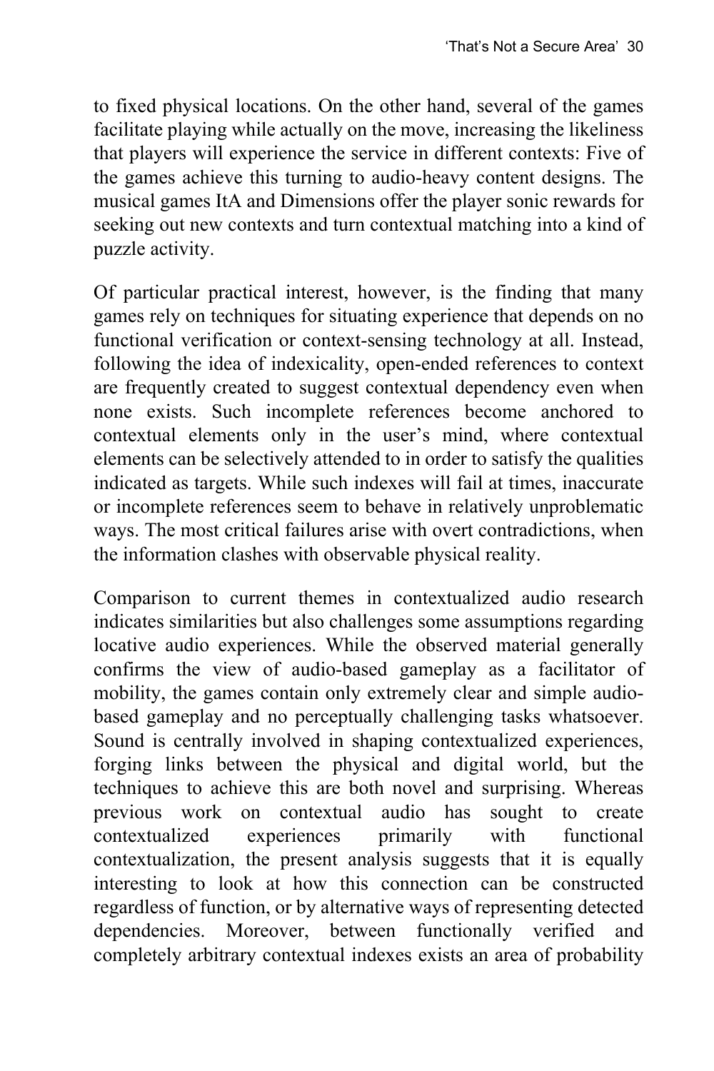to fixed physical locations. On the other hand, several of the games facilitate playing while actually on the move, increasing the likeliness that players will experience the service in different contexts: Five of the games achieve this turning to audio-heavy content designs. The musical games ItA and Dimensions offer the player sonic rewards for seeking out new contexts and turn contextual matching into a kind of puzzle activity.

Of particular practical interest, however, is the finding that many games rely on techniques for situating experience that depends on no functional verification or context-sensing technology at all. Instead, following the idea of indexicality, open-ended references to context are frequently created to suggest contextual dependency even when none exists. Such incomplete references become anchored to contextual elements only in the user's mind, where contextual elements can be selectively attended to in order to satisfy the qualities indicated as targets. While such indexes will fail at times, inaccurate or incomplete references seem to behave in relatively unproblematic ways. The most critical failures arise with overt contradictions, when the information clashes with observable physical reality.

Comparison to current themes in contextualized audio research indicates similarities but also challenges some assumptions regarding locative audio experiences. While the observed material generally confirms the view of audio-based gameplay as a facilitator of mobility, the games contain only extremely clear and simple audio-based gameplay and no perceptually challenging tasks whatsoever. Sound is centrally involved in shaping contextualized experiences, forging links between the physical and digital world, but the techniques to achieve this are both novel and surprising. Whereas previous work on contextual audio has sought to create contextualized experiences primarily with functional contextualization, the present analysis suggests that it is equally interesting to look at how this connection can be constructed regardless of function, or by alternative ways of representing detected dependencies. Moreover, between functionally verified and completely arbitrary contextual indexes exists an area of probability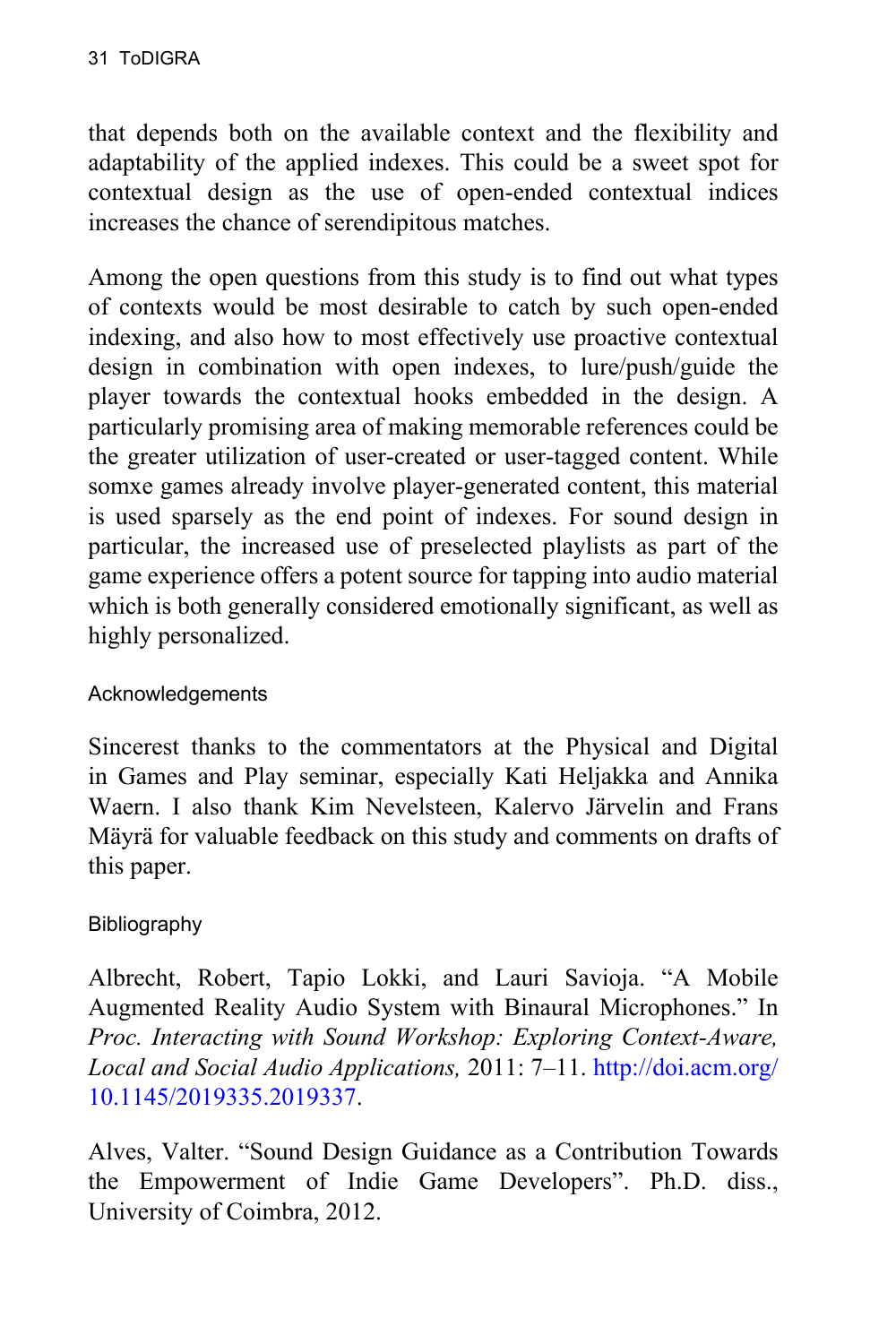that depends both on the available context and the flexibility and adaptability of the applied indexes. This could be a sweet spot for contextual design as the use of open-ended contextual indices increases the chance of serendipitous matches.

Among the open questions from this study is to find out what types of contexts would be most desirable to catch by such open-ended indexing, and also how to most effectively use proactive contextual design in combination with open indexes, to lure/push/guide the player towards the contextual hooks embedded in the design. A particularly promising area of making memorable references could be the greater utilization of user-created or user-tagged content. While somxe games already involve player-generated content, this material is used sparsely as the end point of indexes. For sound design in particular, the increased use of preselected playlists as part of the game experience offers a potent source for tapping into audio material which is both generally considered emotionally significant, as well as highly personalized.

## Acknowledgements

Sincerest thanks to the commentators at the Physical and Digital in Games and Play seminar, especially Kati Heljakka and Annika Waern. I also thank Kim Nevelsteen, Kalervo Järvelin and Frans Mäyrä for valuable feedback on this study and comments on drafts of this paper.

## Bibliography

Albrecht, Robert, Tapio Lokki, and Lauri Savioja. "A Mobile Augmented Reality Audio System with Binaural Microphones." In *Proc. Interacting with Sound Workshop: Exploring Context-Aware, Local and Social Audio Applications,* 2011: 7–11. http://doi.acm.org/10.1145/2019335.2019337.

Alves, Valter. "Sound Design Guidance as a Contribution Towards the Empowerment of Indie Game Developers". Ph.D. diss., University of Coimbra, 2012.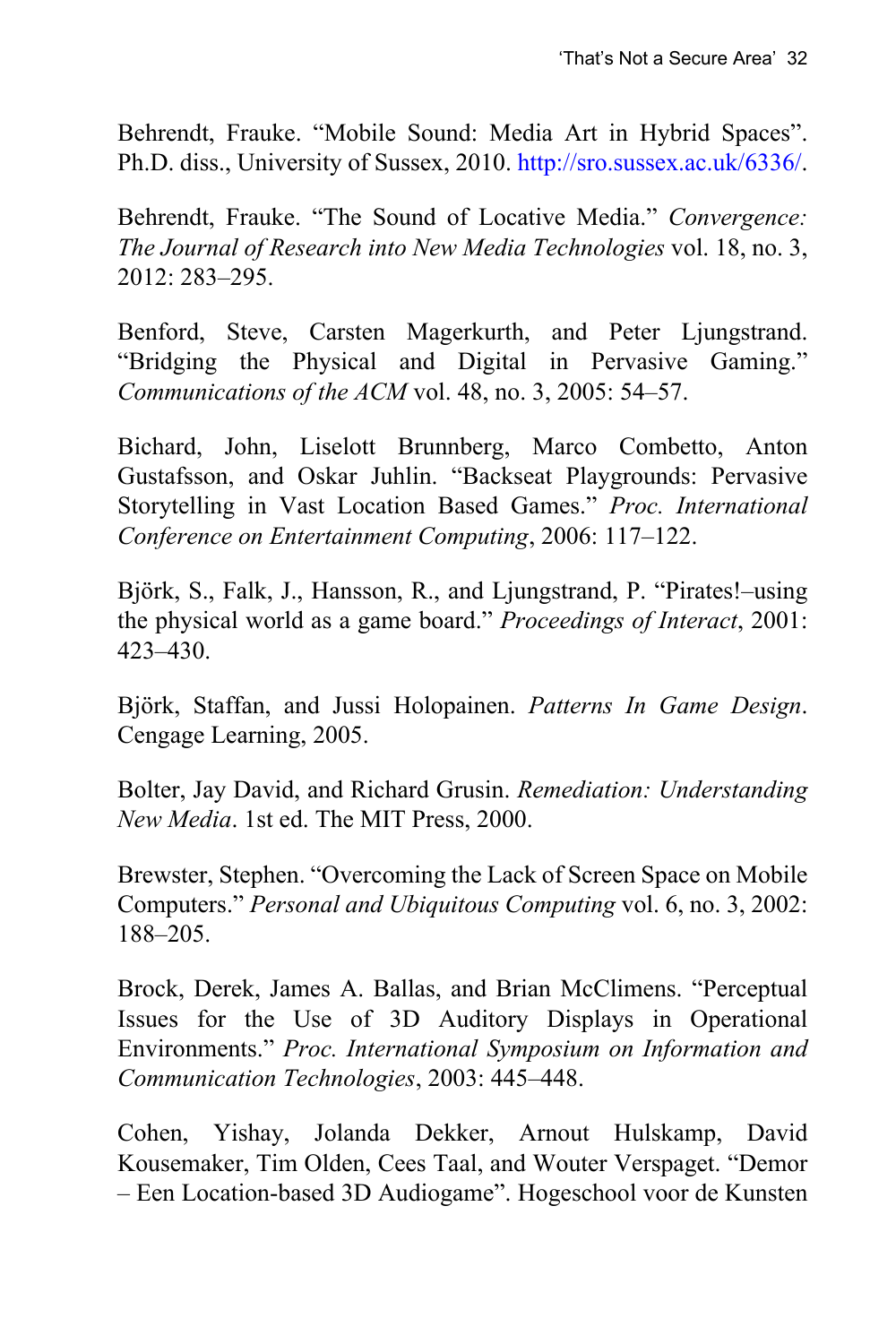Behrendt, Frauke. “Mobile Sound: Media Art in Hybrid Spaces”. Ph.D. diss., University of Sussex, 2010. http://sro.sussex.ac.uk/6336/.

Behrendt, Frauke. “The Sound of Locative Media.” *Convergence: The Journal of Research into New Media Technologies* vol. 18, no. 3, 2012: 283–295.

Benford, Steve, Carsten Magerkurth, and Peter Ljungstrand. “Bridging the Physical and Digital in Pervasive Gaming.” *Communications of the ACM* vol. 48, no. 3, 2005: 54–57.

Bichard, John, Liselott Brunnberg, Marco Combetto, Anton Gustafsson, and Oskar Juhlin. “Backseat Playgrounds: Pervasive Storytelling in Vast Location Based Games.” *Proc. International Conference on Entertainment Computing*, 2006: 117–122.

Björk, S., Falk, J., Hansson, R., and Ljungstrand, P. “Pirates!–using the physical world as a game board.” *Proceedings of Interact*, 2001: 423–430.

Björk, Staffan, and Jussi Holopainen. *Patterns In Game Design*. Cengage Learning, 2005.

Bolter, Jay David, and Richard Grusin. *Remediation: Understanding New Media*. 1st ed. The MIT Press, 2000.

Brewster, Stephen. “Overcoming the Lack of Screen Space on Mobile Computers.” *Personal and Ubiquitous Computing* vol. 6, no. 3, 2002: 188–205.

Brock, Derek, James A. Ballas, and Brian McClimens. “Perceptual Issues for the Use of 3D Auditory Displays in Operational Environments.” *Proc. International Symposium on Information and Communication Technologies*, 2003: 445–448.

Cohen, Yishay, Jolanda Dekker, Arnout Hulskamp, David Kousemaker, Tim Olden, Cees Taal, and Wouter Verspaget. “Demor – Een Location-based 3D Audiogame”. Hogeschool voor de Kunsten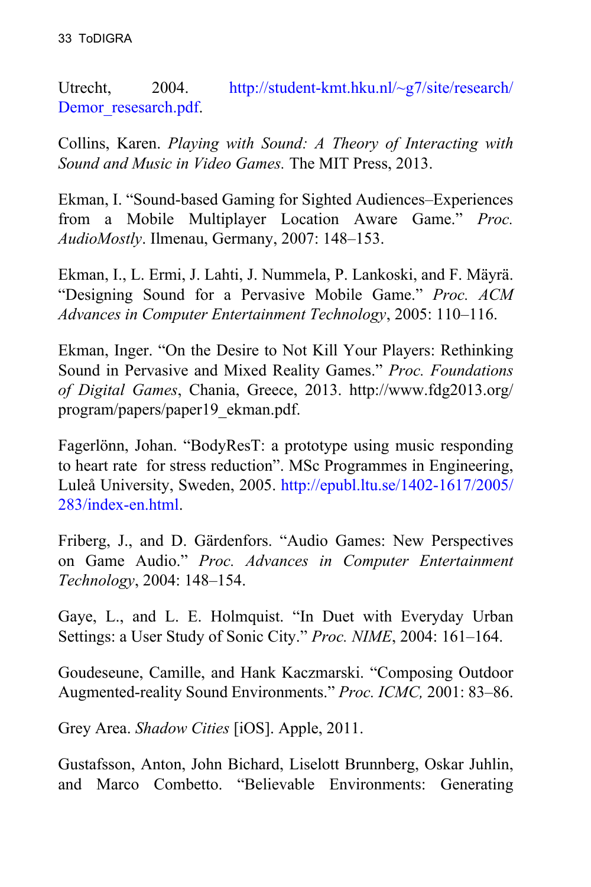Utrecht, 2004. http://student-kmt.hku.nl/~g7/site/research/Demor_resesarch.pdf.

Collins, Karen. *Playing with Sound: A Theory of Interacting with Sound and Music in Video Games.* The MIT Press, 2013.

Ekman, I. "Sound-based Gaming for Sighted Audiences–Experiences from a Mobile Multiplayer Location Aware Game." *Proc. AudioMostly*. Ilmenau, Germany, 2007: 148–153.

Ekman, I., L. Ermi, J. Lahti, J. Nummela, P. Lankoski, and F. Mäyrä. "Designing Sound for a Pervasive Mobile Game." *Proc. ACM Advances in Computer Entertainment Technology*, 2005: 110–116.

Ekman, Inger. "On the Desire to Not Kill Your Players: Rethinking Sound in Pervasive and Mixed Reality Games." *Proc. Foundations of Digital Games*, Chania, Greece, 2013. http://www.fdg2013.org/program/papers/paper19_ekman.pdf.

Fagerlönn, Johan. "BodyResT: a prototype using music responding to heart rate for stress reduction". MSc Programmes in Engineering, Luleå University, Sweden, 2005. http://epubl.ltu.se/1402-1617/2005/283/index-en.html.

Friberg, J., and D. Gärdenfors. "Audio Games: New Perspectives on Game Audio." *Proc. Advances in Computer Entertainment Technology*, 2004: 148–154.

Gaye, L., and L. E. Holmquist. "In Duet with Everyday Urban Settings: a User Study of Sonic City." *Proc. NIME*, 2004: 161–164.

Goudeseune, Camille, and Hank Kaczmarski. "Composing Outdoor Augmented-reality Sound Environments." *Proc. ICMC,* 2001: 83–86.

Grey Area. *Shadow Cities* [iOS]. Apple, 2011.

Gustafsson, Anton, John Bichard, Liselott Brunnberg, Oskar Juhlin, and Marco Combetto. "Believable Environments: Generating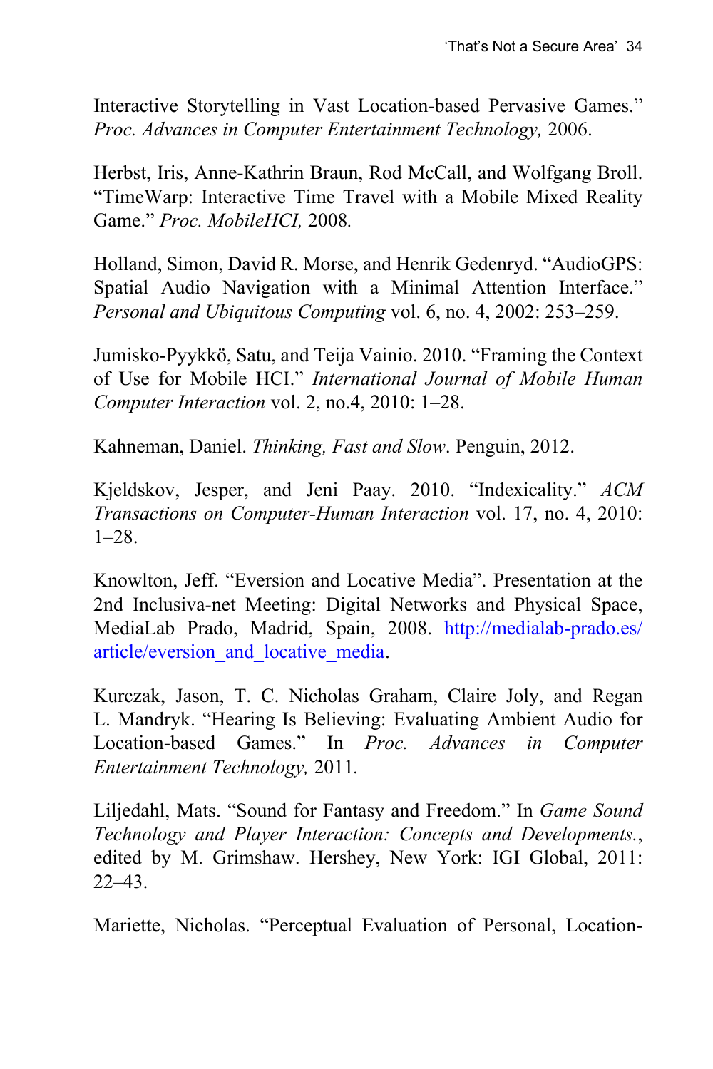Interactive Storytelling in Vast Location-based Pervasive Games." *Proc. Advances in Computer Entertainment Technology,* 2006.

Herbst, Iris, Anne-Kathrin Braun, Rod McCall, and Wolfgang Broll. "TimeWarp: Interactive Time Travel with a Mobile Mixed Reality Game." *Proc. MobileHCI,* 2008.

Holland, Simon, David R. Morse, and Henrik Gedenryd. "AudioGPS: Spatial Audio Navigation with a Minimal Attention Interface." *Personal and Ubiquitous Computing* vol. 6, no. 4, 2002: 253–259.

Jumisko-Pyykkö, Satu, and Teija Vainio. 2010. "Framing the Context of Use for Mobile HCI." *International Journal of Mobile Human Computer Interaction* vol. 2, no.4, 2010: 1–28.

Kahneman, Daniel. *Thinking, Fast and Slow*. Penguin, 2012.

Kjeldskov, Jesper, and Jeni Paay. 2010. "Indexicality." *ACM Transactions on Computer-Human Interaction* vol. 17, no. 4, 2010: 1–28.

Knowlton, Jeff. "Eversion and Locative Media". Presentation at the 2nd Inclusiva-net Meeting: Digital Networks and Physical Space, MediaLab Prado, Madrid, Spain, 2008. http://medialab-prado.es/article/eversion_and_locative_media.

Kurczak, Jason, T. C. Nicholas Graham, Claire Joly, and Regan L. Mandryk. "Hearing Is Believing: Evaluating Ambient Audio for Location-based Games." In *Proc. Advances in Computer Entertainment Technology,* 2011.

Liljedahl, Mats. "Sound for Fantasy and Freedom." In *Game Sound Technology and Player Interaction: Concepts and Developments.*, edited by M. Grimshaw. Hershey, New York: IGI Global, 2011: 22–43.

Mariette, Nicholas. "Perceptual Evaluation of Personal, Location-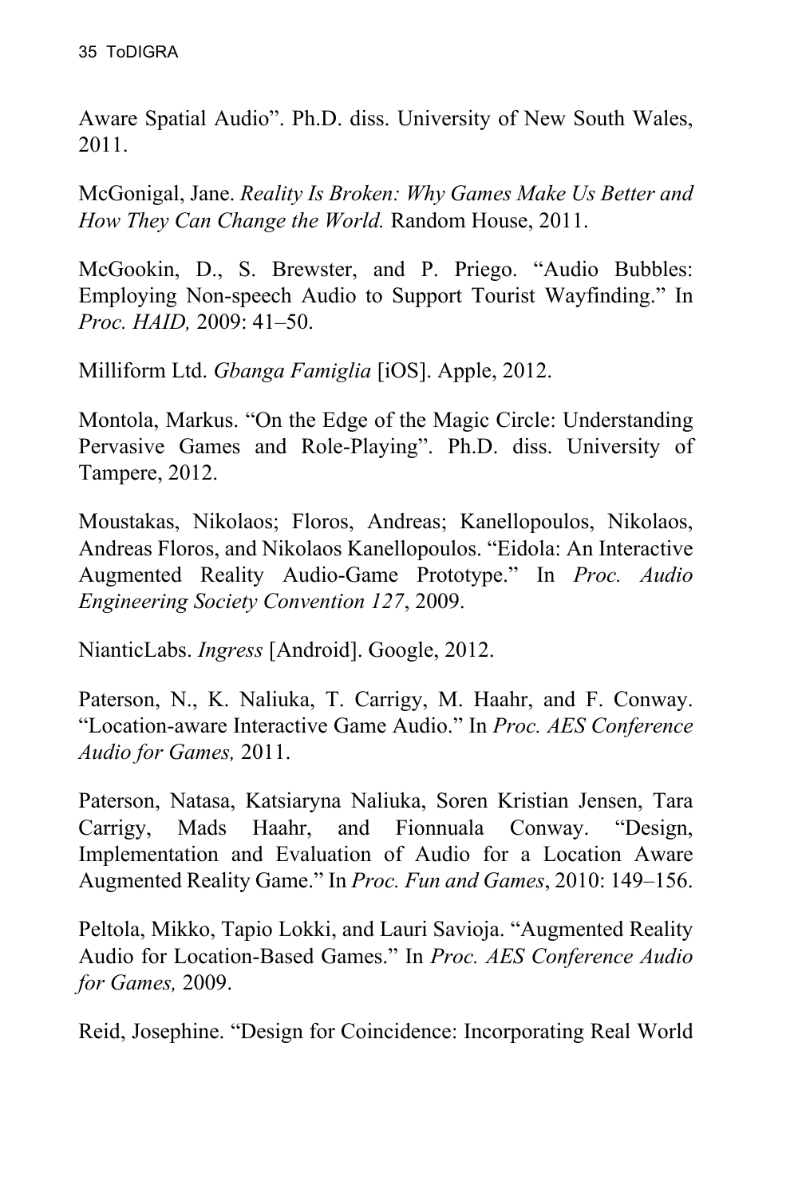Aware Spatial Audio". Ph.D. diss. University of New South Wales, 2011.

McGonigal, Jane. *Reality Is Broken: Why Games Make Us Better and How They Can Change the World.* Random House, 2011.

McGookin, D., S. Brewster, and P. Priego. "Audio Bubbles: Employing Non-speech Audio to Support Tourist Wayfinding." In *Proc. HAID,* 2009: 41–50.

Milliform Ltd. *Gbanga Famiglia* [iOS]. Apple, 2012.

Montola, Markus. "On the Edge of the Magic Circle: Understanding Pervasive Games and Role-Playing". Ph.D. diss. University of Tampere, 2012.

Moustakas, Nikolaos; Floros, Andreas; Kanellopoulos, Nikolaos, Andreas Floros, and Nikolaos Kanellopoulos. "Eidola: An Interactive Augmented Reality Audio-Game Prototype." In *Proc. Audio Engineering Society Convention 127*, 2009.

NianticLabs. *Ingress* [Android]. Google, 2012.

Paterson, N., K. Naliuka, T. Carrigy, M. Haahr, and F. Conway. "Location-aware Interactive Game Audio." In *Proc. AES Conference Audio for Games,* 2011.

Paterson, Natasa, Katsiaryna Naliuka, Soren Kristian Jensen, Tara Carrigy, Mads Haahr, and Fionnuala Conway. "Design, Implementation and Evaluation of Audio for a Location Aware Augmented Reality Game." In *Proc. Fun and Games*, 2010: 149–156.

Peltola, Mikko, Tapio Lokki, and Lauri Savioja. "Augmented Reality Audio for Location-Based Games." In *Proc. AES Conference Audio for Games,* 2009.

Reid, Josephine. "Design for Coincidence: Incorporating Real World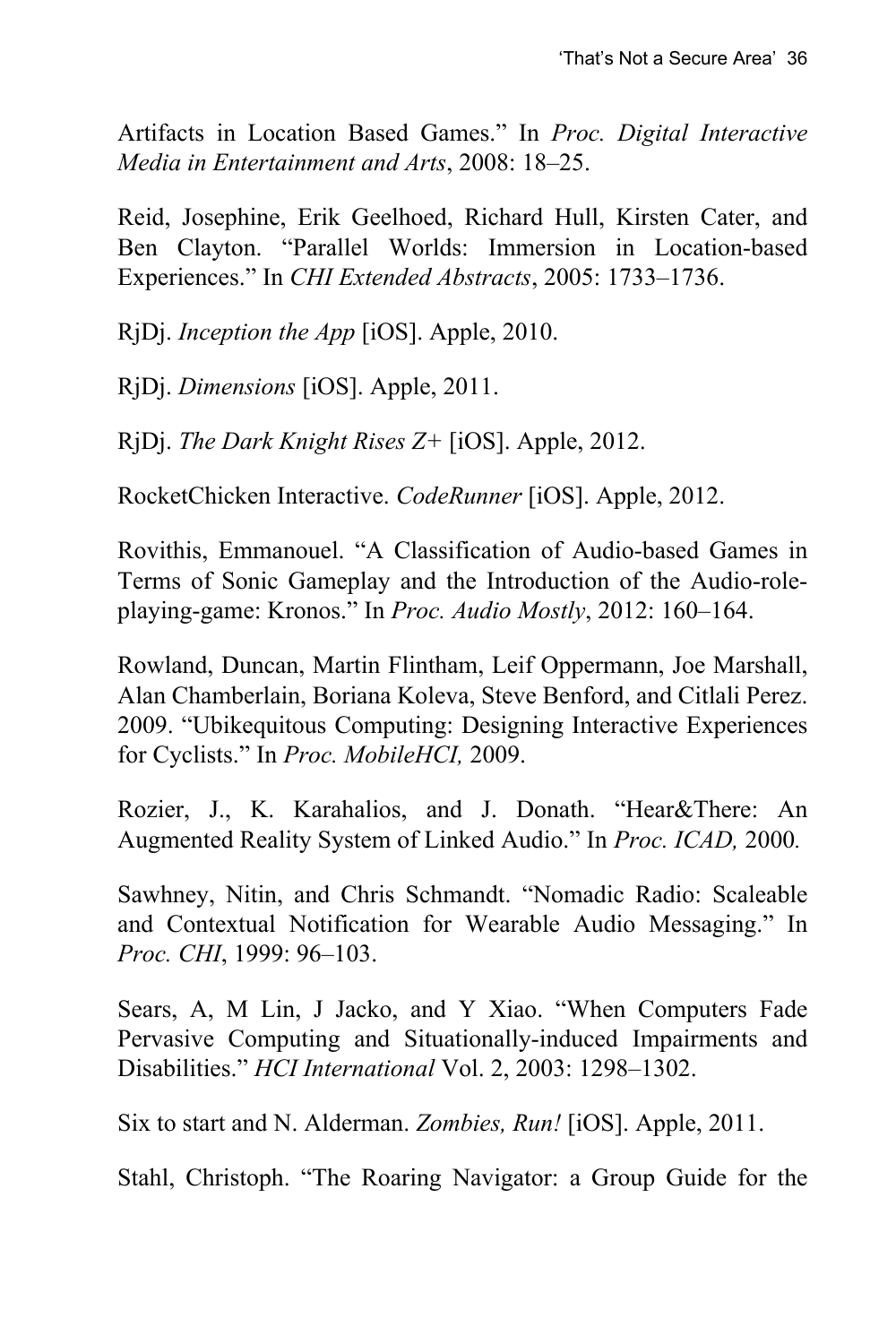Artifacts in Location Based Games." In *Proc. Digital Interactive Media in Entertainment and Arts*, 2008: 18–25.

Reid, Josephine, Erik Geelhoed, Richard Hull, Kirsten Cater, and Ben Clayton. "Parallel Worlds: Immersion in Location-based Experiences." In *CHI Extended Abstracts*, 2005: 1733–1736.

RjDj. *Inception the App* [iOS]. Apple, 2010.

RjDj. *Dimensions* [iOS]. Apple, 2011.

RjDj. *The Dark Knight Rises Z+* [iOS]. Apple, 2012.

RocketChicken Interactive. *CodeRunner* [iOS]. Apple, 2012.

Rovithis, Emmanouel. "A Classification of Audio-based Games in Terms of Sonic Gameplay and the Introduction of the Audio-role-playing-game: Kronos." In *Proc. Audio Mostly*, 2012: 160–164.

Rowland, Duncan, Martin Flintham, Leif Oppermann, Joe Marshall, Alan Chamberlain, Boriana Koleva, Steve Benford, and Citlali Perez. 2009. "Ubikequitous Computing: Designing Interactive Experiences for Cyclists." In *Proc. MobileHCI,* 2009.

Rozier, J., K. Karahalios, and J. Donath. "Hear&There: An Augmented Reality System of Linked Audio." In *Proc. ICAD,* 2000*.*

Sawhney, Nitin, and Chris Schmandt. "Nomadic Radio: Scaleable and Contextual Notification for Wearable Audio Messaging." In *Proc. CHI*, 1999: 96–103.

Sears, A, M Lin, J Jacko, and Y Xiao. "When Computers Fade Pervasive Computing and Situationally-induced Impairments and Disabilities." *HCI International* Vol. 2, 2003: 1298–1302.

Six to start and N. Alderman. *Zombies, Run!* [iOS]. Apple, 2011.

Stahl, Christoph. "The Roaring Navigator: a Group Guide for the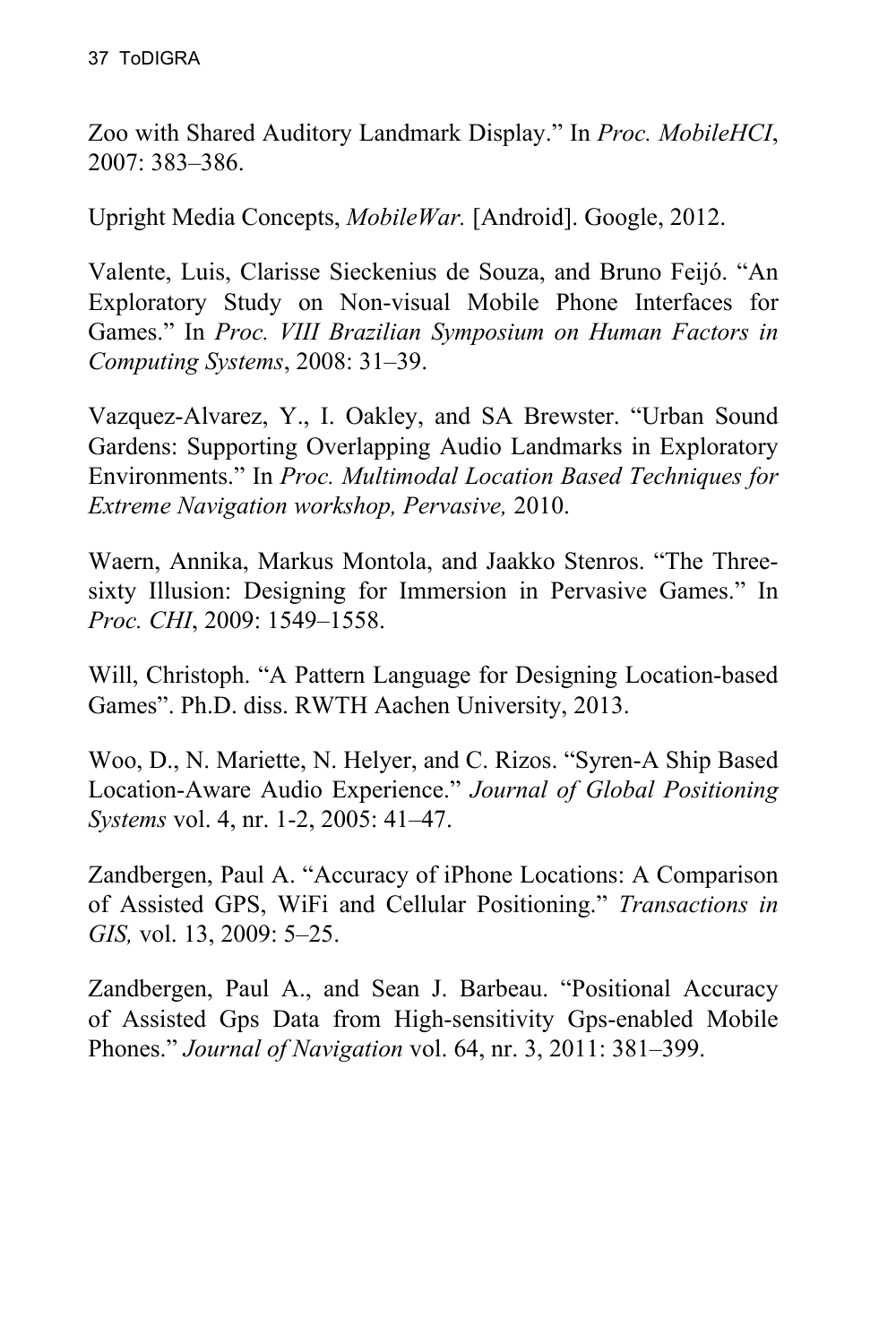Zoo with Shared Auditory Landmark Display." In *Proc. MobileHCI*, 2007: 383–386.

Upright Media Concepts, *MobileWar.* [Android]. Google, 2012.

Valente, Luis, Clarisse Sieckenius de Souza, and Bruno Feijó. "An Exploratory Study on Non-visual Mobile Phone Interfaces for Games." In *Proc. VIII Brazilian Symposium on Human Factors in Computing Systems*, 2008: 31–39.

Vazquez-Alvarez, Y., I. Oakley, and SA Brewster. "Urban Sound Gardens: Supporting Overlapping Audio Landmarks in Exploratory Environments." In *Proc. Multimodal Location Based Techniques for Extreme Navigation workshop, Pervasive,* 2010.

Waern, Annika, Markus Montola, and Jaakko Stenros. "The Three-sixty Illusion: Designing for Immersion in Pervasive Games." In *Proc. CHI*, 2009: 1549–1558.

Will, Christoph. "A Pattern Language for Designing Location-based Games". Ph.D. diss. RWTH Aachen University, 2013.

Woo, D., N. Mariette, N. Helyer, and C. Rizos. "Syren-A Ship Based Location-Aware Audio Experience." *Journal of Global Positioning Systems* vol. 4, nr. 1-2, 2005: 41–47.

Zandbergen, Paul A. "Accuracy of iPhone Locations: A Comparison of Assisted GPS, WiFi and Cellular Positioning." *Transactions in GIS,* vol. 13, 2009: 5–25.

Zandbergen, Paul A., and Sean J. Barbeau. "Positional Accuracy of Assisted Gps Data from High-sensitivity Gps-enabled Mobile Phones." *Journal of Navigation* vol. 64, nr. 3, 2011: 381–399.